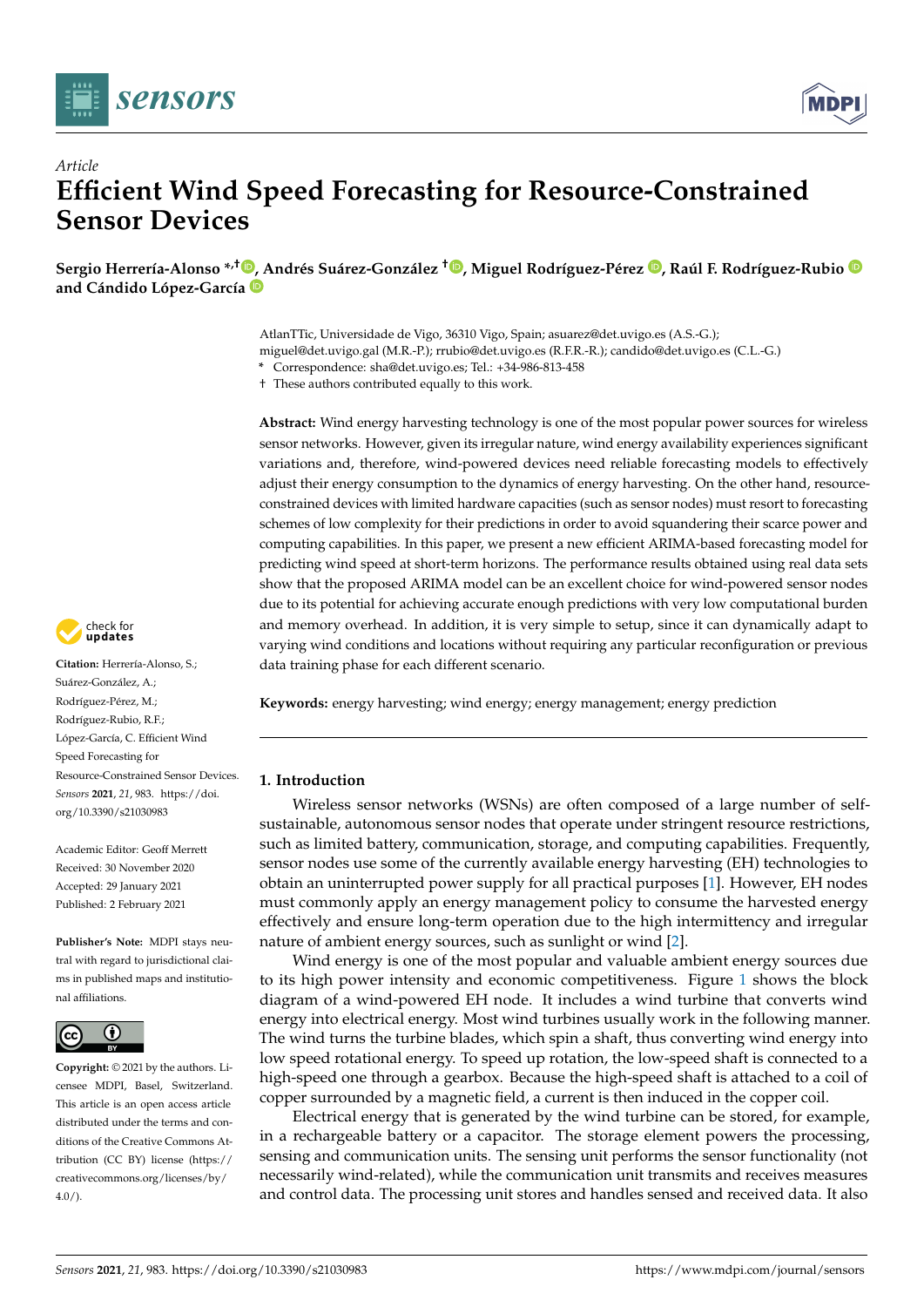*Article*

# Efficient Wind Speed Forecasting for Resource-Constrained Sensor Devices

**Sergio Herrería-Alonso \*,†, Andrés Suárez-González †, Miguel Rodríguez-Pérez, Raúl F. Rodríguez-Rubio and Cándido López-García**

AtlanTTic, Universidade de Vigo, 36310 Vigo, Spain; asuarez@det.uvigo.es (A.S.-G.); miguel@det.uvigo.gal (M.R.-P.); rrubio@det.uvigo.es (R.F.R.-R.); candido@det.uvigo.es (C.L.-G.)
\* Correspondence: sha@det.uvigo.es; Tel.: +34-986-813-458
† These authors contributed equally to this work.

**Abstract:** Wind energy harvesting technology is one of the most popular power sources for wireless sensor networks. However, given its irregular nature, wind energy availability experiences significant variations and, therefore, wind-powered devices need reliable forecasting models to effectively adjust their energy consumption to the dynamics of energy harvesting. On the other hand, resource-constrained devices with limited hardware capacities (such as sensor nodes) must resort to forecasting schemes of low complexity for their predictions in order to avoid squandering their scarce power and computing capabilities. In this paper, we present a new efficient ARIMA-based forecasting model for predicting wind speed at short-term horizons. The performance results obtained using real data sets show that the proposed ARIMA model can be an excellent choice for wind-powered sensor nodes due to its potential for achieving accurate enough predictions with very low computational burden and memory overhead. In addition, it is very simple to setup, since it can dynamically adapt to varying wind conditions and locations without requiring any particular reconfiguration or previous data training phase for each different scenario.

**Keywords:** energy harvesting; wind energy; energy management; energy prediction

**Citation:** Herrería-Alonso, S.; Suárez-González, A.; Rodríguez-Pérez, M.; Rodríguez-Rubio, R.F.; López-García, C. Efficient Wind Speed Forecasting for Resource-Constrained Sensor Devices. *Sensors* **2021**, *21*, 983. https://doi.org/10.3390/s21030983

Academic Editor: Geoff Merrett

Received: 30 November 2020
Accepted: 29 January 2021
Published: 2 February 2021

**Publisher's Note:** MDPI stays neutral with regard to jurisdictional claims in published maps and institutional affiliations.

**Copyright:** © 2021 by the authors. Licensee MDPI, Basel, Switzerland. This article is an open access article distributed under the terms and conditions of the Creative Commons Attribution (CC BY) license (https://creativecommons.org/licenses/by/4.0/).

## 1. Introduction

Wireless sensor networks (WSNs) are often composed of a large number of self-sustainable, autonomous sensor nodes that operate under stringent resource restrictions, such as limited battery, communication, storage, and computing capabilities. Frequently, sensor nodes use some of the currently available energy harvesting (EH) technologies to obtain an uninterrupted power supply for all practical purposes [1]. However, EH nodes must commonly apply an energy management policy to consume the harvested energy effectively and ensure long-term operation due to the high intermittency and irregular nature of ambient energy sources, such as sunlight or wind [2].

Wind energy is one of the most popular and valuable ambient energy sources due to its high power intensity and economic competitiveness. Figure 1 shows the block diagram of a wind-powered EH node. It includes a wind turbine that converts wind energy into electrical energy. Most wind turbines usually work in the following manner. The wind turns the turbine blades, which spin a shaft, thus converting wind energy into low speed rotational energy. To speed up rotation, the low-speed shaft is connected to a high-speed one through a gearbox. Because the high-speed shaft is attached to a coil of copper surrounded by a magnetic field, a current is then induced in the copper coil.

Electrical energy that is generated by the wind turbine can be stored, for example, in a rechargeable battery or a capacitor. The storage element powers the processing, sensing and communication units. The sensing unit performs the sensor functionality (not necessarily wind-related), while the communication unit transmits and receives measures and control data. The processing unit stores and handles sensed and received data. It also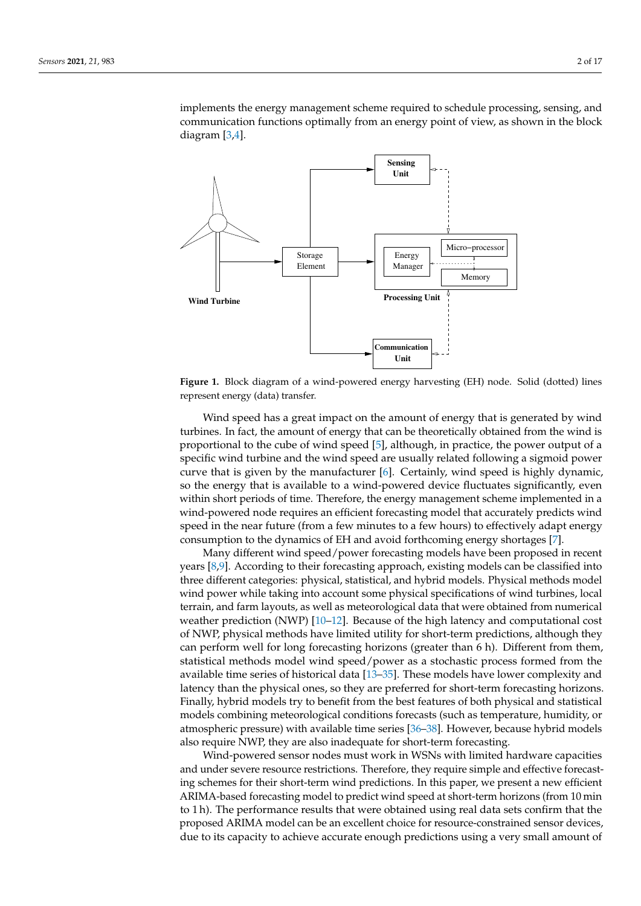implements the energy management scheme required to schedule processing, sensing, and communication functions optimally from an energy point of view, as shown in the block diagram [3,4].

**Figure 1.** Block diagram of a wind-powered energy harvesting (EH) node. Solid (dotted) lines represent energy (data) transfer.

Wind speed has a great impact on the amount of energy that is generated by wind turbines. In fact, the amount of energy that can be theoretically obtained from the wind is proportional to the cube of wind speed [5], although, in practice, the power output of a specific wind turbine and the wind speed are usually related following a sigmoid power curve that is given by the manufacturer [6]. Certainly, wind speed is highly dynamic, so the energy that is available to a wind-powered device fluctuates significantly, even within short periods of time. Therefore, the energy management scheme implemented in a wind-powered node requires an efficient forecasting model that accurately predicts wind speed in the near future (from a few minutes to a few hours) to effectively adapt energy consumption to the dynamics of EH and avoid forthcoming energy shortages [7].

Many different wind speed/power forecasting models have been proposed in recent years [8,9]. According to their forecasting approach, existing models can be classified into three different categories: physical, statistical, and hybrid models. Physical methods model wind power while taking into account some physical specifications of wind turbines, local terrain, and farm layouts, as well as meteorological data that were obtained from numerical weather prediction (NWP) [10–12]. Because of the high latency and computational cost of NWP, physical methods have limited utility for short-term predictions, although they can perform well for long forecasting horizons (greater than 6 h). Different from them, statistical methods model wind speed/power as a stochastic process formed from the available time series of historical data [13–35]. These models have lower complexity and latency than the physical ones, so they are preferred for short-term forecasting horizons. Finally, hybrid models try to benefit from the best features of both physical and statistical models combining meteorological conditions forecasts (such as temperature, humidity, or atmospheric pressure) with available time series [36–38]. However, because hybrid models also require NWP, they are also inadequate for short-term forecasting.

Wind-powered sensor nodes must work in WSNs with limited hardware capacities and under severe resource restrictions. Therefore, they require simple and effective forecasting schemes for their short-term wind predictions. In this paper, we present a new efficient ARIMA-based forecasting model to predict wind speed at short-term horizons (from 10 min to 1 h). The performance results that were obtained using real data sets confirm that the proposed ARIMA model can be an excellent choice for resource-constrained sensor devices, due to its capacity to achieve accurate enough predictions using a very small amount of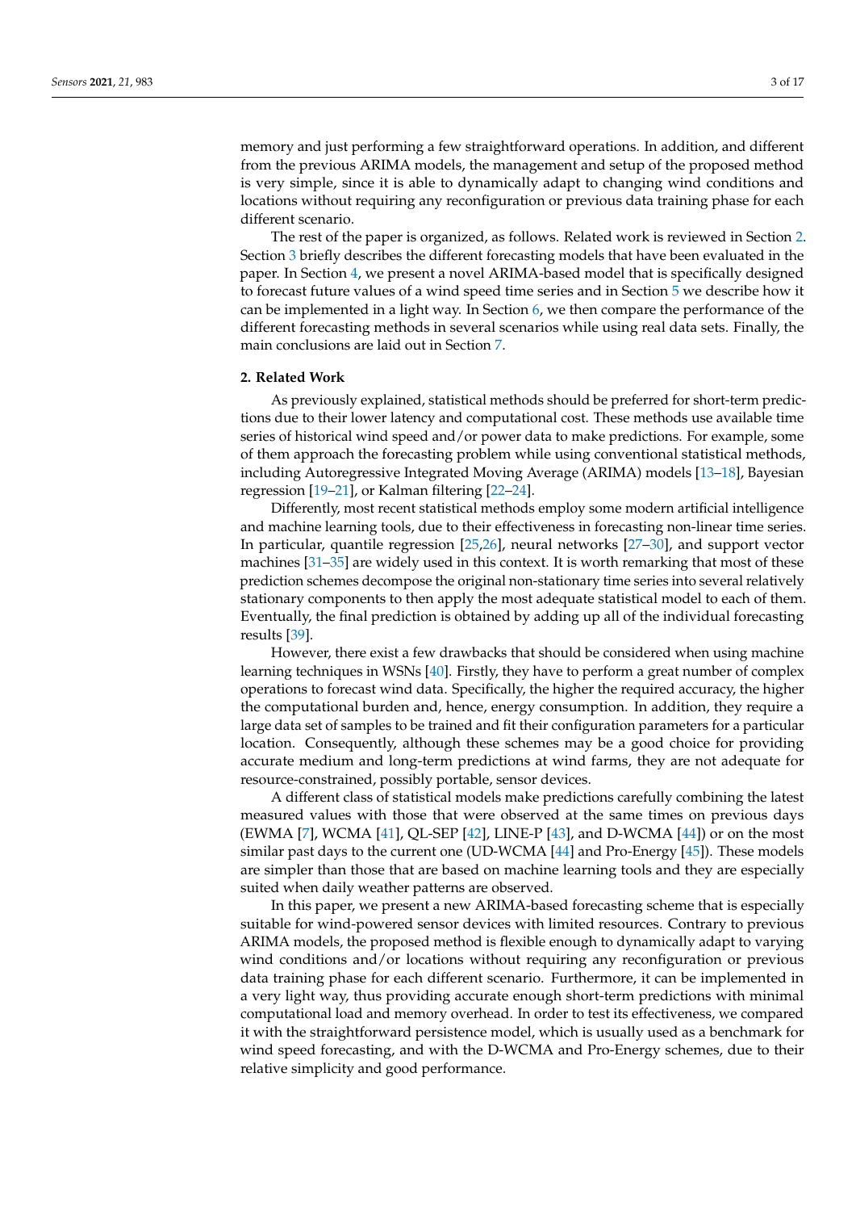memory and just performing a few straightforward operations. In addition, and different from the previous ARIMA models, the management and setup of the proposed method is very simple, since it is able to dynamically adapt to changing wind conditions and locations without requiring any reconfiguration or previous data training phase for each different scenario.

The rest of the paper is organized, as follows. Related work is reviewed in Section 2. Section 3 briefly describes the different forecasting models that have been evaluated in the paper. In Section 4, we present a novel ARIMA-based model that is specifically designed to forecast future values of a wind speed time series and in Section 5 we describe how it can be implemented in a light way. In Section 6, we then compare the performance of the different forecasting methods in several scenarios while using real data sets. Finally, the main conclusions are laid out in Section 7.

## 2. Related Work

As previously explained, statistical methods should be preferred for short-term predictions due to their lower latency and computational cost. These methods use available time series of historical wind speed and/or power data to make predictions. For example, some of them approach the forecasting problem while using conventional statistical methods, including Autoregressive Integrated Moving Average (ARIMA) models [13–18], Bayesian regression [19–21], or Kalman filtering [22–24].

Differently, most recent statistical methods employ some modern artificial intelligence and machine learning tools, due to their effectiveness in forecasting non-linear time series. In particular, quantile regression [25,26], neural networks [27–30], and support vector machines [31–35] are widely used in this context. It is worth remarking that most of these prediction schemes decompose the original non-stationary time series into several relatively stationary components to then apply the most adequate statistical model to each of them. Eventually, the final prediction is obtained by adding up all of the individual forecasting results [39].

However, there exist a few drawbacks that should be considered when using machine learning techniques in WSNs [40]. Firstly, they have to perform a great number of complex operations to forecast wind data. Specifically, the higher the required accuracy, the higher the computational burden and, hence, energy consumption. In addition, they require a large data set of samples to be trained and fit their configuration parameters for a particular location. Consequently, although these schemes may be a good choice for providing accurate medium and long-term predictions at wind farms, they are not adequate for resource-constrained, possibly portable, sensor devices.

A different class of statistical models make predictions carefully combining the latest measured values with those that were observed at the same times on previous days (EWMA [7], WCMA [41], QL-SEP [42], LINE-P [43], and D-WCMA [44]) or on the most similar past days to the current one (UD-WCMA [44] and Pro-Energy [45]). These models are simpler than those that are based on machine learning tools and they are especially suited when daily weather patterns are observed.

In this paper, we present a new ARIMA-based forecasting scheme that is especially suitable for wind-powered sensor devices with limited resources. Contrary to previous ARIMA models, the proposed method is flexible enough to dynamically adapt to varying wind conditions and/or locations without requiring any reconfiguration or previous data training phase for each different scenario. Furthermore, it can be implemented in a very light way, thus providing accurate enough short-term predictions with minimal computational load and memory overhead. In order to test its effectiveness, we compared it with the straightforward persistence model, which is usually used as a benchmark for wind speed forecasting, and with the D-WCMA and Pro-Energy schemes, due to their relative simplicity and good performance.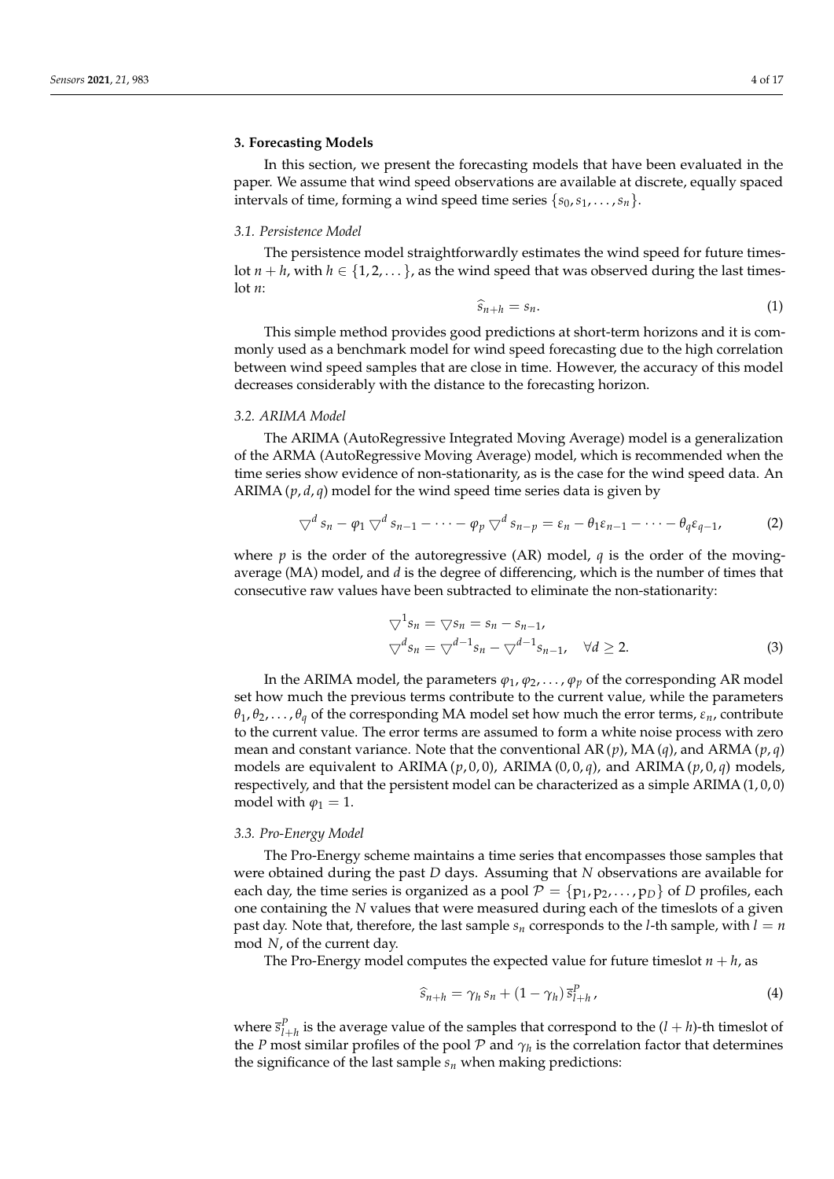## 3. Forecasting Models

In this section, we present the forecasting models that have been evaluated in the paper. We assume that wind speed observations are available at discrete, equally spaced intervals of time, forming a wind speed time series $\{s_0, s_1, \dots, s_n\}$.

### 3.1. Persistence Model

The persistence model straightforwardly estimates the wind speed for future timeslot $n+h$, with $h \in \{1, 2, \dots\}$, as the wind speed that was observed during the last timeslot $n$:

$$\widehat{s}_{n+h} = s_n. \tag{1}$$

This simple method provides good predictions at short-term horizons and it is commonly used as a benchmark model for wind speed forecasting due to the high correlation between wind speed samples that are close in time. However, the accuracy of this model decreases considerably with the distance to the forecasting horizon.

### 3.2. ARIMA Model

The ARIMA (AutoRegressive Integrated Moving Average) model is a generalization of the ARMA (AutoRegressive Moving Average) model, which is recommended when the time series show evidence of non-stationarity, as is the case for the wind speed data. An ARIMA $(p, d, q)$ model for the wind speed time series data is given by

$$\triangledown^d s_n - \varphi_1 \triangledown^d s_{n-1} - \dots - \varphi_p \triangledown^d s_{n-p} = \varepsilon_n - \theta_1 \varepsilon_{n-1} - \dots - \theta_q \varepsilon_{q-1}, \tag{2}$$

where $p$ is the order of the autoregressive (AR) model, $q$ is the order of the moving-average (MA) model, and $d$ is the degree of differencing, which is the number of times that consecutive raw values have been subtracted to eliminate the non-stationarity:

$$\begin{aligned} \triangledown^1 s_n &= \triangledown s_n = s_n - s_{n-1}, \\ \triangledown^d s_n &= \triangledown^{d-1} s_n - \triangledown^{d-1} s_{n-1}, \quad \forall d \geq 2. \end{aligned} \tag{3}$$

In the ARIMA model, the parameters $\varphi_1, \varphi_2, \dots, \varphi_p$ of the corresponding AR model set how much the previous terms contribute to the current value, while the parameters $\theta_1, \theta_2, \dots, \theta_q$ of the corresponding MA model set how much the error terms, $\varepsilon_n$, contribute to the current value. The error terms are assumed to form a white noise process with zero mean and constant variance. Note that the conventional AR $(p)$, MA $(q)$, and ARMA $(p, q)$ models are equivalent to ARIMA $(p, 0, 0)$, ARIMA $(0, 0, q)$, and ARIMA $(p, 0, q)$ models, respectively, and that the persistent model can be characterized as a simple ARIMA $(1, 0, 0)$ model with $\varphi_1 = 1$.

### 3.3. Pro-Energy Model

The Pro-Energy scheme maintains a time series that encompasses those samples that were obtained during the past $D$ days. Assuming that $N$ observations are available for each day, the time series is organized as a pool $\mathcal{P} = \{\mathrm{p}_1, \mathrm{p}_2, \dots, \mathrm{p}_D\}$ of $D$ profiles, each one containing the $N$ values that were measured during each of the timeslots of a given past day. Note that, therefore, the last sample $s_n$ corresponds to the $l$-th sample, with $l = n \bmod N$, of the current day.

The Pro-Energy model computes the expected value for future timeslot $n+h$, as

$$\widehat{s}_{n+h} = \gamma_h \, s_n + (1 - \gamma_h) \, \overline{s}^P_{l+h}, \tag{4}$$

where $\overline{s}^P_{l+h}$ is the average value of the samples that correspond to the $(l+h)$-th timeslot of the $P$ most similar profiles of the pool $\mathcal{P}$ and $\gamma_h$ is the correlation factor that determines the significance of the last sample $s_n$ when making predictions: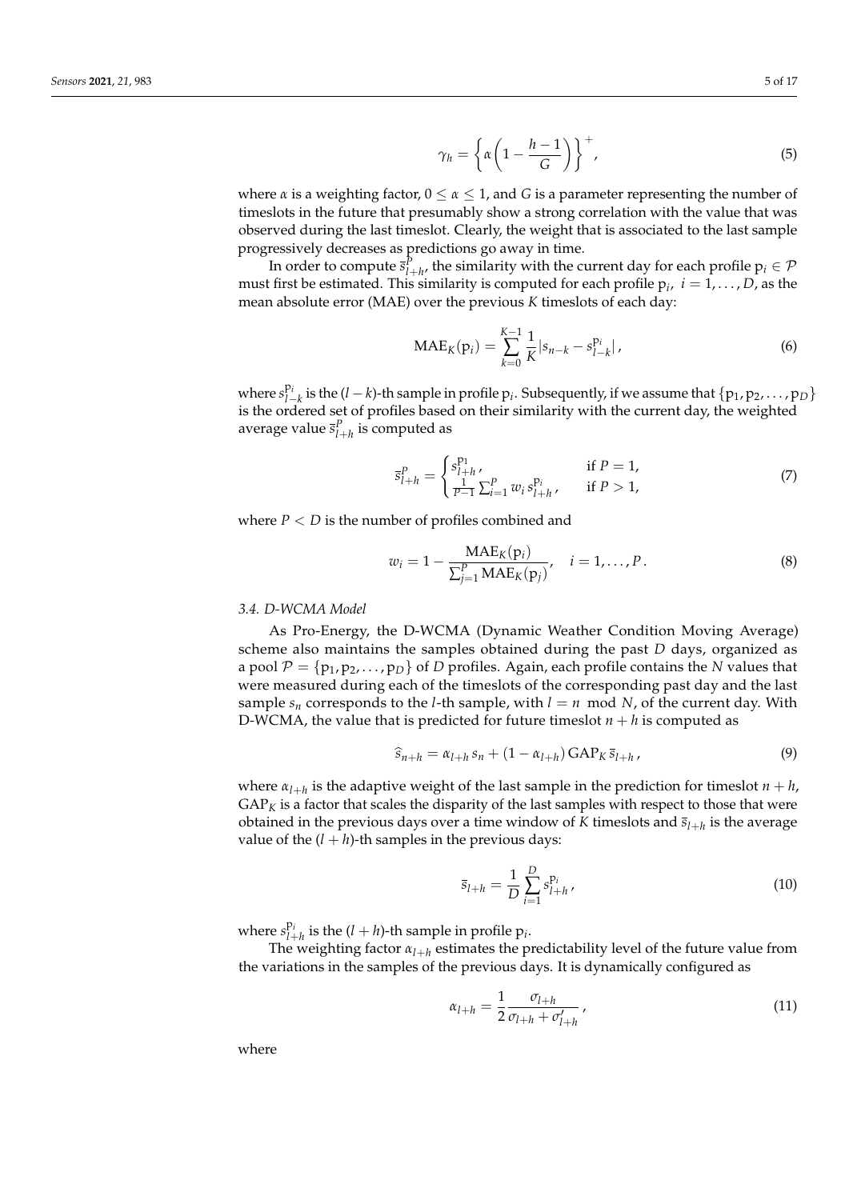$$\gamma_h = \left\{ \alpha \left( 1 - \frac{h-1}{G} \right) \right\}^+, \tag{5}$$

where $\alpha$ is a weighting factor, $0 \leq \alpha \leq 1$, and $G$ is a parameter representing the number of timeslots in the future that presumably show a strong correlation with the value that was observed during the last timeslot. Clearly, the weight that is associated to the last sample progressively decreases as predictions go away in time.

In order to compute $\bar{s}^P_{l+h}$, the similarity with the current day for each profile $\mathrm{p}_i \in \mathcal{P}$ must first be estimated. This similarity is computed for each profile $\mathrm{p}_i$, $i = 1, \ldots, D$, as the mean absolute error (MAE) over the previous $K$ timeslots of each day:

$$\mathrm{MAE}_K(\mathrm{p}_i) = \sum_{k=0}^{K-1} \frac{1}{K} |s_{n-k} - s^{\mathrm{p}_i}_{l-k}|, \tag{6}$$

where $s^{\mathrm{p}_i}_{l-k}$ is the $(l-k)$-th sample in profile $\mathrm{p}_i$. Subsequently, if we assume that $\{\mathrm{p}_1, \mathrm{p}_2, \ldots, \mathrm{p}_D\}$ is the ordered set of profiles based on their similarity with the current day, the weighted average value $\bar{s}^P_{l+h}$ is computed as

$$\bar{s}^P_{l+h} = \begin{cases} s^{\mathrm{p}_1}_{l+h}, & \text{if } P = 1, \\ \frac{1}{P-1} \sum_{i=1}^{P} w_i \, s^{\mathrm{p}_i}_{l+h}, & \text{if } P > 1, \end{cases} \tag{7}$$

where $P < D$ is the number of profiles combined and

$$w_i = 1 - \frac{\mathrm{MAE}_K(\mathrm{p}_i)}{\sum_{j=1}^{P} \mathrm{MAE}_K(\mathrm{p}_j)}, \quad i = 1, \ldots, P. \tag{8}$$

### 3.4. D-WCMA Model

As Pro-Energy, the D-WCMA (Dynamic Weather Condition Moving Average) scheme also maintains the samples obtained during the past $D$ days, organized as a pool $\mathcal{P} = \{\mathrm{p}_1, \mathrm{p}_2, \ldots, \mathrm{p}_D\}$ of $D$ profiles. Again, each profile contains the $N$ values that were measured during each of the timeslots of the corresponding past day and the last sample $s_n$ corresponds to the $l$-th sample, with $l = n \mod N$, of the current day. With D-WCMA, the value that is predicted for future timeslot $n + h$ is computed as

$$\hat{s}_{n+h} = \alpha_{l+h} \, s_n + (1 - \alpha_{l+h}) \, \mathrm{GAP}_K \, \bar{s}_{l+h}, \tag{9}$$

where $\alpha_{l+h}$ is the adaptive weight of the last sample in the prediction for timeslot $n + h$, $\mathrm{GAP}_K$ is a factor that scales the disparity of the last samples with respect to those that were obtained in the previous days over a time window of $K$ timeslots and $\bar{s}_{l+h}$ is the average value of the $(l + h)$-th samples in the previous days:

$$\bar{s}_{l+h} = \frac{1}{D} \sum_{i=1}^{D} s^{\mathrm{p}_i}_{l+h}, \tag{10}$$

where $s^{\mathrm{p}_i}_{l+h}$ is the $(l+h)$-th sample in profile $\mathrm{p}_i$.

The weighting factor $\alpha_{l+h}$ estimates the predictability level of the future value from the variations in the samples of the previous days. It is dynamically configured as

$$\alpha_{l+h} = \frac{1}{2} \frac{\sigma_{l+h}}{\sigma_{l+h} + \sigma'_{l+h}}, \tag{11}$$

where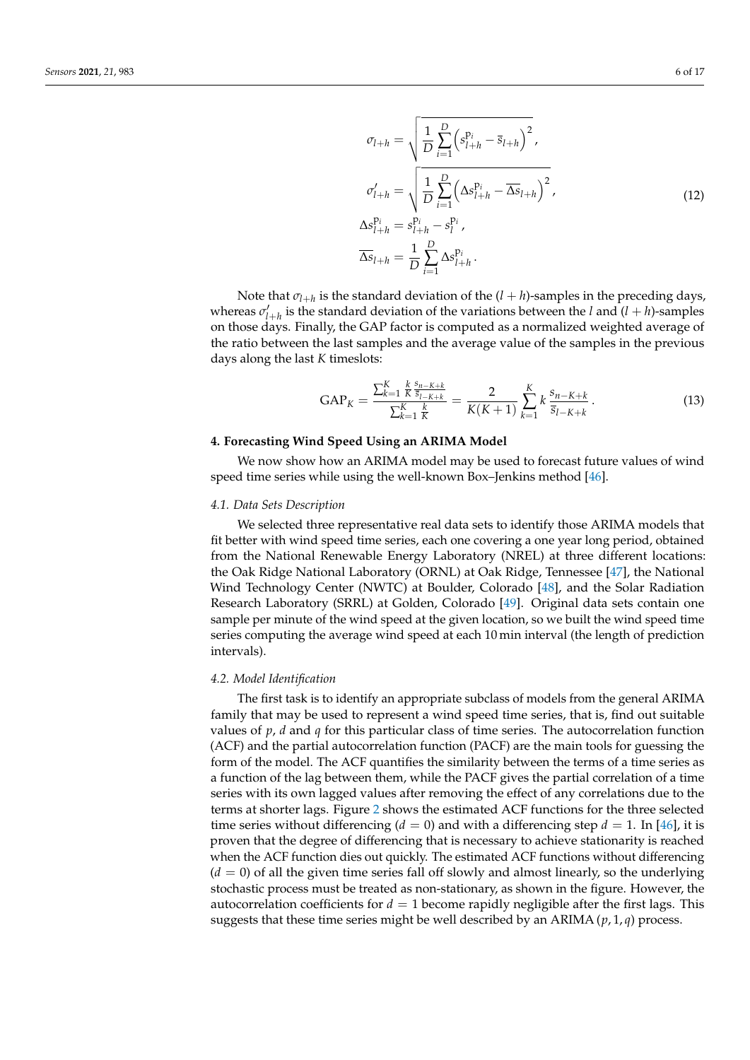$$
\begin{aligned}
\sigma_{l+h} &= \sqrt{\frac{1}{D}\sum_{i=1}^{D}\left(s^{\mathrm{P}_i}_{l+h} - \overline{s}_{l+h}\right)^2}\,, \\
\sigma'_{l+h} &= \sqrt{\frac{1}{D}\sum_{i=1}^{D}\left(\Delta s^{\mathrm{P}_i}_{l+h} - \overline{\Delta s}_{l+h}\right)^2}\,, \\
\Delta s^{\mathrm{P}_i}_{l+h} &= s^{\mathrm{P}_i}_{l+h} - s^{\mathrm{P}_i}_{l}\,, \\
\overline{\Delta s}_{l+h} &= \frac{1}{D}\sum_{i=1}^{D}\Delta s^{\mathrm{P}_i}_{l+h}\,.
\end{aligned}
\tag{12}
$$

Note that $\sigma_{l+h}$ is the standard deviation of the $(l+h)$-samples in the preceding days, whereas $\sigma'_{l+h}$ is the standard deviation of the variations between the $l$ and $(l+h)$-samples on those days. Finally, the GAP factor is computed as a normalized weighted average of the ratio between the last samples and the average value of the samples in the previous days along the last $K$ timeslots:

$$
\mathrm{GAP}_K = \frac{\sum_{k=1}^{K} \frac{k}{K} \frac{s_{n-K+k}}{\overline{s}_{l-K+k}}}{\sum_{k=1}^{K} \frac{k}{K}} = \frac{2}{K(K+1)} \sum_{k=1}^{K} k\, \frac{s_{n-K+k}}{\overline{s}_{l-K+k}}\,. \tag{13}
$$

## 4. Forecasting Wind Speed Using an ARIMA Model

We now show how an ARIMA model may be used to forecast future values of wind speed time series while using the well-known Box–Jenkins method [46].

### *4.1. Data Sets Description*

We selected three representative real data sets to identify those ARIMA models that fit better with wind speed time series, each one covering a one year long period, obtained from the National Renewable Energy Laboratory (NREL) at three different locations: the Oak Ridge National Laboratory (ORNL) at Oak Ridge, Tennessee [47], the National Wind Technology Center (NWTC) at Boulder, Colorado [48], and the Solar Radiation Research Laboratory (SRRL) at Golden, Colorado [49]. Original data sets contain one sample per minute of the wind speed at the given location, so we built the wind speed time series computing the average wind speed at each 10 min interval (the length of prediction intervals).

### *4.2. Model Identification*

The first task is to identify an appropriate subclass of models from the general ARIMA family that may be used to represent a wind speed time series, that is, find out suitable values of $p$, $d$ and $q$ for this particular class of time series. The autocorrelation function (ACF) and the partial autocorrelation function (PACF) are the main tools for guessing the form of the model. The ACF quantifies the similarity between the terms of a time series as a function of the lag between them, while the PACF gives the partial correlation of a time series with its own lagged values after removing the effect of any correlations due to the terms at shorter lags. Figure 2 shows the estimated ACF functions for the three selected time series without differencing ($d = 0$) and with a differencing step $d = 1$. In [46], it is proven that the degree of differencing that is necessary to achieve stationarity is reached when the ACF function dies out quickly. The estimated ACF functions without differencing ($d = 0$) of all the given time series fall off slowly and almost linearly, so the underlying stochastic process must be treated as non-stationary, as shown in the figure. However, the autocorrelation coefficients for $d = 1$ become rapidly negligible after the first lags. This suggests that these time series might be well described by an ARIMA $(p, 1, q)$ process.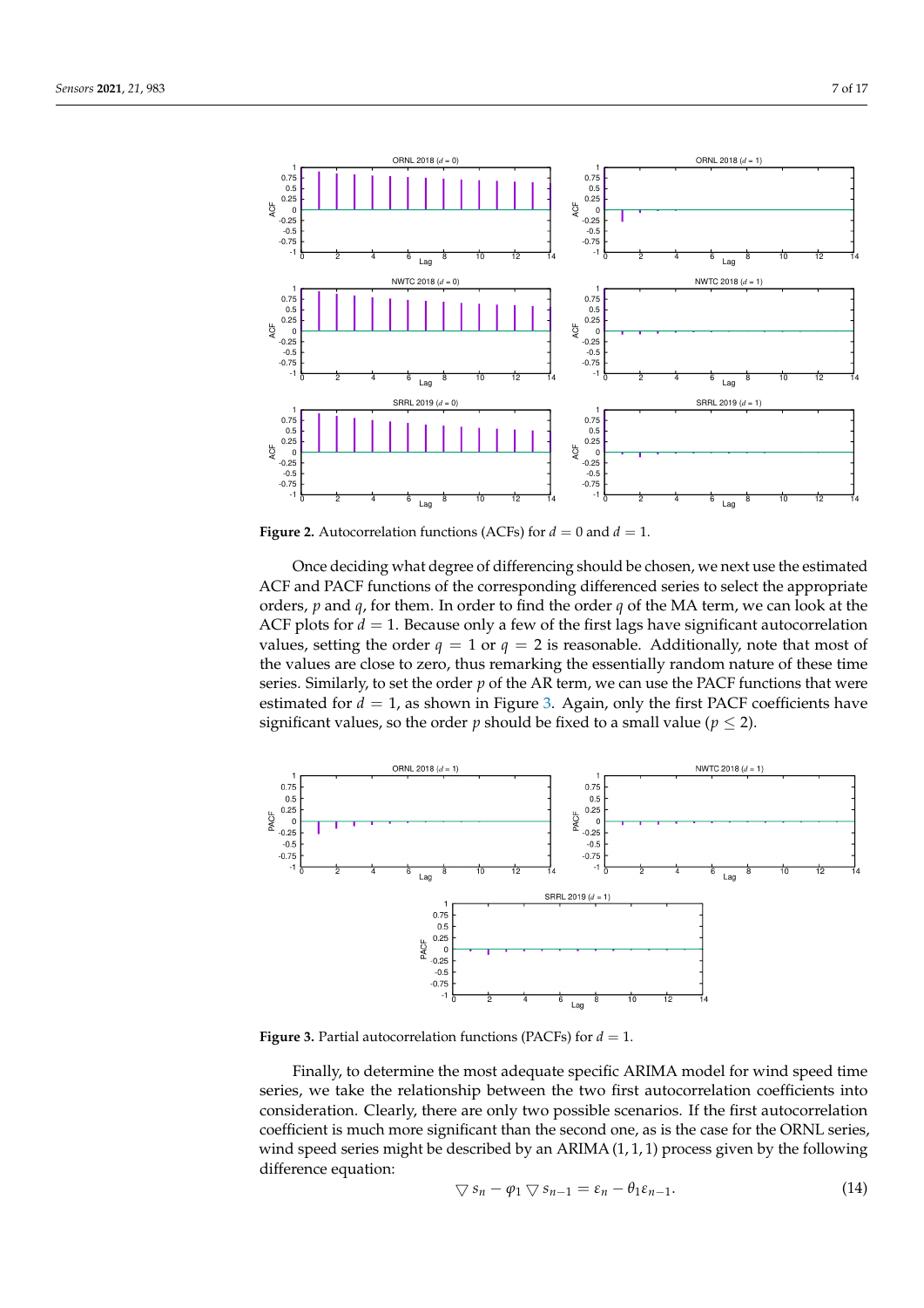**Figure 2.** Autocorrelation functions (ACFs) for $d = 0$ and $d = 1$.

Once deciding what degree of differencing should be chosen, we next use the estimated ACF and PACF functions of the corresponding differenced series to select the appropriate orders, $p$ and $q$, for them. In order to find the order $q$ of the MA term, we can look at the ACF plots for $d = 1$. Because only a few of the first lags have significant autocorrelation values, setting the order $q = 1$ or $q = 2$ is reasonable. Additionally, note that most of the values are close to zero, thus remarking the essentially random nature of these time series. Similarly, to set the order $p$ of the AR term, we can use the PACF functions that were estimated for $d = 1$, as shown in Figure 3. Again, only the first PACF coefficients have significant values, so the order $p$ should be fixed to a small value ($p \leq 2$).

**Figure 3.** Partial autocorrelation functions (PACFs) for $d = 1$.

Finally, to determine the most adequate specific ARIMA model for wind speed time series, we take the relationship between the two first autocorrelation coefficients into consideration. Clearly, there are only two possible scenarios. If the first autocorrelation coefficient is much more significant than the second one, as is the case for the ORNL series, wind speed series might be described by an ARIMA $(1, 1, 1)$ process given by the following difference equation:

$$\bigtriangledown s_n - \varphi_1 \bigtriangledown s_{n-1} = \varepsilon_n - \theta_1 \varepsilon_{n-1}. \tag{14}$$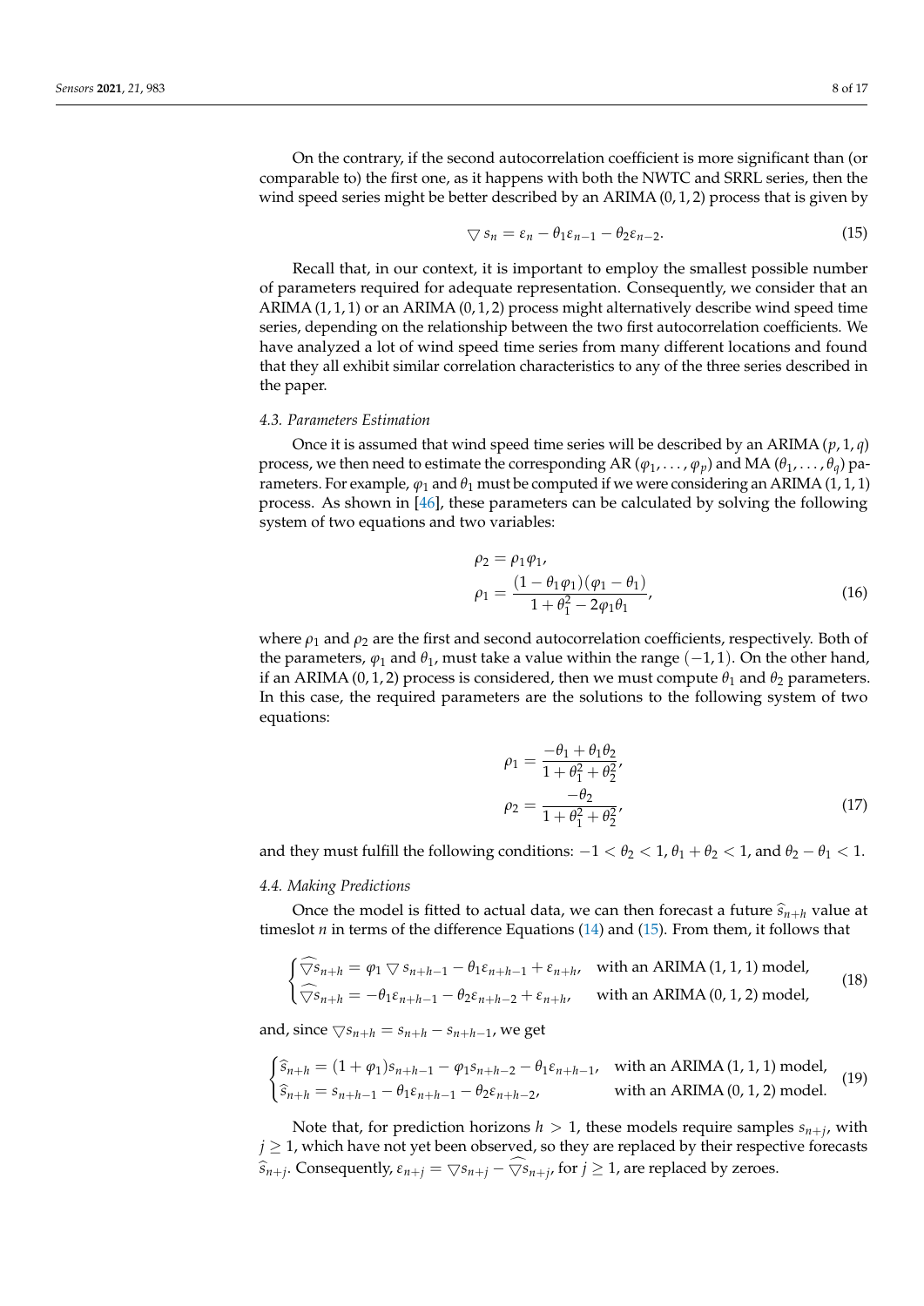On the contrary, if the second autocorrelation coefficient is more significant than (or comparable to) the first one, as it happens with both the NWTC and SRRL series, then the wind speed series might be better described by an ARIMA $(0, 1, 2)$ process that is given by

$$\bigtriangledown s_n = \varepsilon_n - \theta_1 \varepsilon_{n-1} - \theta_2 \varepsilon_{n-2}. \tag{15}$$

Recall that, in our context, it is important to employ the smallest possible number of parameters required for adequate representation. Consequently, we consider that an ARIMA $(1, 1, 1)$ or an ARIMA $(0, 1, 2)$ process might alternatively describe wind speed time series, depending on the relationship between the two first autocorrelation coefficients. We have analyzed a lot of wind speed time series from many different locations and found that they all exhibit similar correlation characteristics to any of the three series described in the paper.

### *4.3. Parameters Estimation*

Once it is assumed that wind speed time series will be described by an ARIMA $(p, 1, q)$ process, we then need to estimate the corresponding AR $(\varphi_1, \ldots, \varphi_p)$ and MA $(\theta_1, \ldots, \theta_q)$ parameters. For example, $\varphi_1$ and $\theta_1$ must be computed if we were considering an ARIMA $(1, 1, 1)$ process. As shown in [46], these parameters can be calculated by solving the following system of two equations and two variables:

$$\begin{aligned} \rho_2 &= \rho_1 \varphi_1, \\ \rho_1 &= \frac{(1 - \theta_1 \varphi_1)(\varphi_1 - \theta_1)}{1 + \theta_1^2 - 2\varphi_1 \theta_1}, \end{aligned} \tag{16}$$

where $\rho_1$ and $\rho_2$ are the first and second autocorrelation coefficients, respectively. Both of the parameters, $\varphi_1$ and $\theta_1$, must take a value within the range $(-1, 1)$. On the other hand, if an ARIMA $(0, 1, 2)$ process is considered, then we must compute $\theta_1$ and $\theta_2$ parameters. In this case, the required parameters are the solutions to the following system of two equations:

$$\begin{aligned} \rho_1 &= \frac{-\theta_1 + \theta_1 \theta_2}{1 + \theta_1^2 + \theta_2^2}, \\ \rho_2 &= \frac{-\theta_2}{1 + \theta_1^2 + \theta_2^2}, \end{aligned} \tag{17}$$

and they must fulfill the following conditions: $-1 < \theta_2 < 1$, $\theta_1 + \theta_2 < 1$, and $\theta_2 - \theta_1 < 1$.

### *4.4. Making Predictions*

Once the model is fitted to actual data, we can then forecast a future $\widehat{s}_{n+h}$ value at timeslot $n$ in terms of the difference Equations (14) and (15). From them, it follows that

$$\begin{cases} \widehat{\bigtriangledown s}_{n+h} = \varphi_1 \bigtriangledown s_{n+h-1} - \theta_1 \varepsilon_{n+h-1} + \varepsilon_{n+h}, & \text{with an ARIMA } (1, 1, 1) \text{ model,} \\ \widehat{\bigtriangledown s}_{n+h} = -\theta_1 \varepsilon_{n+h-1} - \theta_2 \varepsilon_{n+h-2} + \varepsilon_{n+h}, & \text{with an ARIMA } (0, 1, 2) \text{ model,} \end{cases} \tag{18}$$

and, since $\bigtriangledown s_{n+h} = s_{n+h} - s_{n+h-1}$, we get

$$\begin{cases} \widehat{s}_{n+h} = (1 + \varphi_1) s_{n+h-1} - \varphi_1 s_{n+h-2} - \theta_1 \varepsilon_{n+h-1}, & \text{with an ARIMA } (1, 1, 1) \text{ model,} \\ \widehat{s}_{n+h} = s_{n+h-1} - \theta_1 \varepsilon_{n+h-1} - \theta_2 \varepsilon_{n+h-2}, & \text{with an ARIMA } (0, 1, 2) \text{ model.} \end{cases} \tag{19}$$

Note that, for prediction horizons $h > 1$, these models require samples $s_{n+j}$, with $j \geq 1$, which have not yet been observed, so they are replaced by their respective forecasts $\widehat{s}_{n+j}$. Consequently, $\varepsilon_{n+j} = \bigtriangledown s_{n+j} - \widehat{\bigtriangledown s}_{n+j}$, for $j \geq 1$, are replaced by zeroes.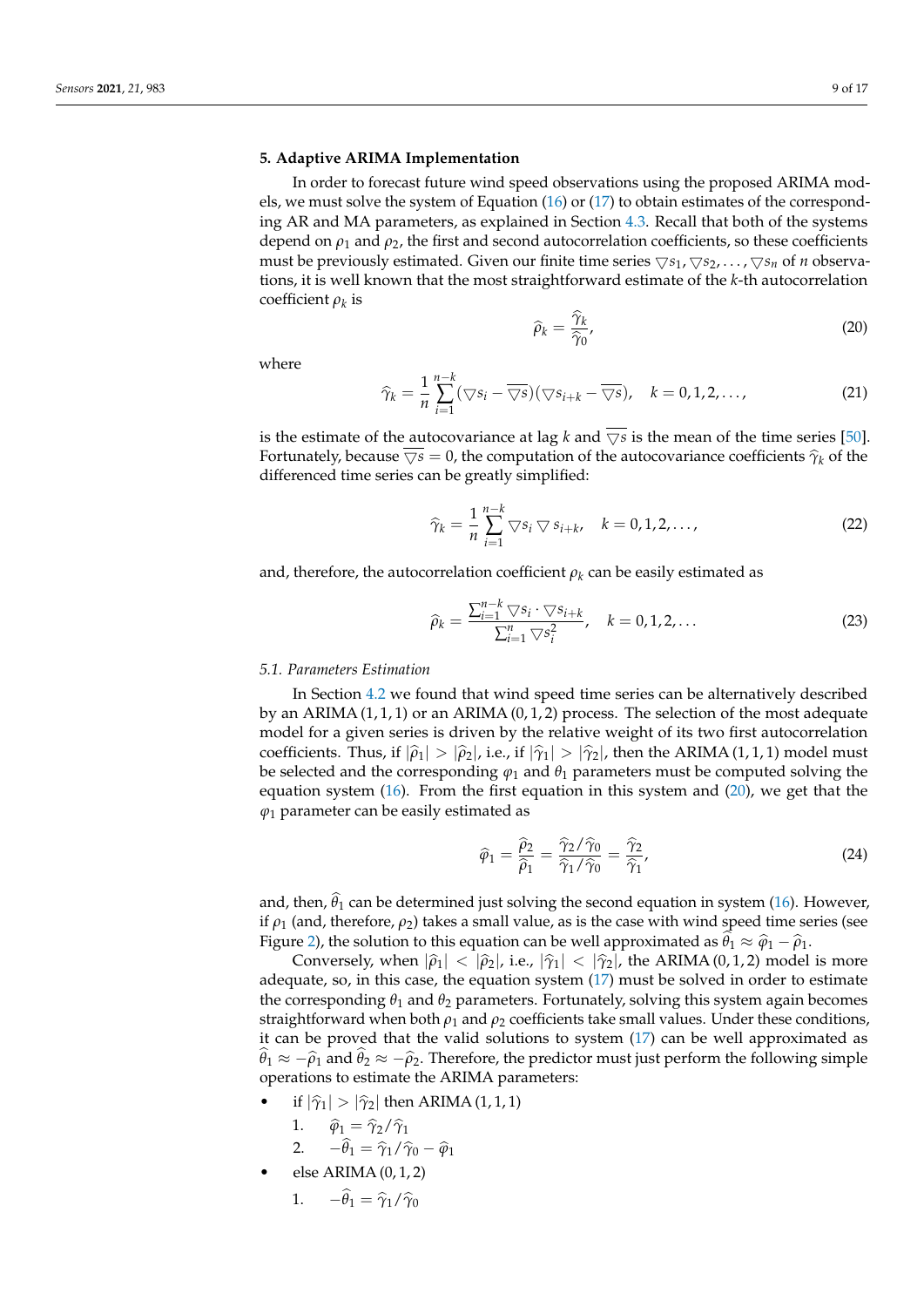## 5. Adaptive ARIMA Implementation

In order to forecast future wind speed observations using the proposed ARIMA models, we must solve the system of Equation (16) or (17) to obtain estimates of the corresponding AR and MA parameters, as explained in Section 4.3. Recall that both of the systems depend on $\rho_1$ and $\rho_2$, the first and second autocorrelation coefficients, so these coefficients must be previously estimated. Given our finite time series $\triangledown s_1, \triangledown s_2, \ldots, \triangledown s_n$ of $n$ observations, it is well known that the most straightforward estimate of the $k$-th autocorrelation coefficient $\rho_k$ is

$$\widehat{\rho}_k = \frac{\widehat{\gamma}_k}{\widehat{\gamma}_0}, \tag{20}$$

where

$$\widehat{\gamma}_k = \frac{1}{n}\sum_{i=1}^{n-k}(\triangledown s_i - \overline{\triangledown s})(\triangledown s_{i+k} - \overline{\triangledown s}), \quad k = 0, 1, 2, \ldots, \tag{21}$$

is the estimate of the autocovariance at lag $k$ and $\overline{\triangledown s}$ is the mean of the time series [50]. Fortunately, because $\overline{\triangledown s} = 0$, the computation of the autocovariance coefficients $\widehat{\gamma}_k$ of the differenced time series can be greatly simplified:

$$\widehat{\gamma}_k = \frac{1}{n}\sum_{i=1}^{n-k}\triangledown s_i \triangledown s_{i+k}, \quad k = 0, 1, 2, \ldots, \tag{22}$$

and, therefore, the autocorrelation coefficient $\rho_k$ can be easily estimated as

$$\widehat{\rho}_k = \frac{\sum_{i=1}^{n-k}\triangledown s_i \cdot \triangledown s_{i+k}}{\sum_{i=1}^{n}\triangledown s_i^2}, \quad k = 0, 1, 2, \ldots \tag{23}$$

### 5.1. Parameters Estimation

In Section 4.2 we found that wind speed time series can be alternatively described by an ARIMA $(1,1,1)$ or an ARIMA $(0,1,2)$ process. The selection of the most adequate model for a given series is driven by the relative weight of its two first autocorrelation coefficients. Thus, if $|\widehat{\rho}_1| > |\widehat{\rho}_2|$, i.e., if $|\widehat{\gamma}_1| > |\widehat{\gamma}_2|$, then the ARIMA $(1,1,1)$ model must be selected and the corresponding $\varphi_1$ and $\theta_1$ parameters must be computed solving the equation system (16). From the first equation in this system and (20), we get that the $\varphi_1$ parameter can be easily estimated as

$$\widehat{\varphi}_1 = \frac{\widehat{\rho}_2}{\widehat{\rho}_1} = \frac{\widehat{\gamma}_2/\widehat{\gamma}_0}{\widehat{\gamma}_1/\widehat{\gamma}_0} = \frac{\widehat{\gamma}_2}{\widehat{\gamma}_1}, \tag{24}$$

and, then, $\widehat{\theta}_1$ can be determined just solving the second equation in system (16). However, if $\rho_1$ (and, therefore, $\rho_2$) takes a small value, as is the case with wind speed time series (see Figure 2), the solution to this equation can be well approximated as $\widehat{\theta}_1 \approx \widehat{\varphi}_1 - \widehat{\rho}_1$.

Conversely, when $|\widehat{\rho}_1| < |\widehat{\rho}_2|$, i.e., $|\widehat{\gamma}_1| < |\widehat{\gamma}_2|$, the ARIMA $(0,1,2)$ model is more adequate, so, in this case, the equation system (17) must be solved in order to estimate the corresponding $\theta_1$ and $\theta_2$ parameters. Fortunately, solving this system again becomes straightforward when both $\rho_1$ and $\rho_2$ coefficients take small values. Under these conditions, it can be proved that the valid solutions to system (17) can be well approximated as $\widehat{\theta}_1 \approx -\widehat{\rho}_1$ and $\widehat{\theta}_2 \approx -\widehat{\rho}_2$. Therefore, the predictor must just perform the following simple operations to estimate the ARIMA parameters:

- if $|\widehat{\gamma}_1| > |\widehat{\gamma}_2|$ then ARIMA $(1,1,1)$
  1. $\widehat{\varphi}_1 = \widehat{\gamma}_2/\widehat{\gamma}_1$
  2. $-\widehat{\theta}_1 = \widehat{\gamma}_1/\widehat{\gamma}_0 - \widehat{\varphi}_1$
- else ARIMA $(0,1,2)$
  1. $-\widehat{\theta}_1 = \widehat{\gamma}_1/\widehat{\gamma}_0$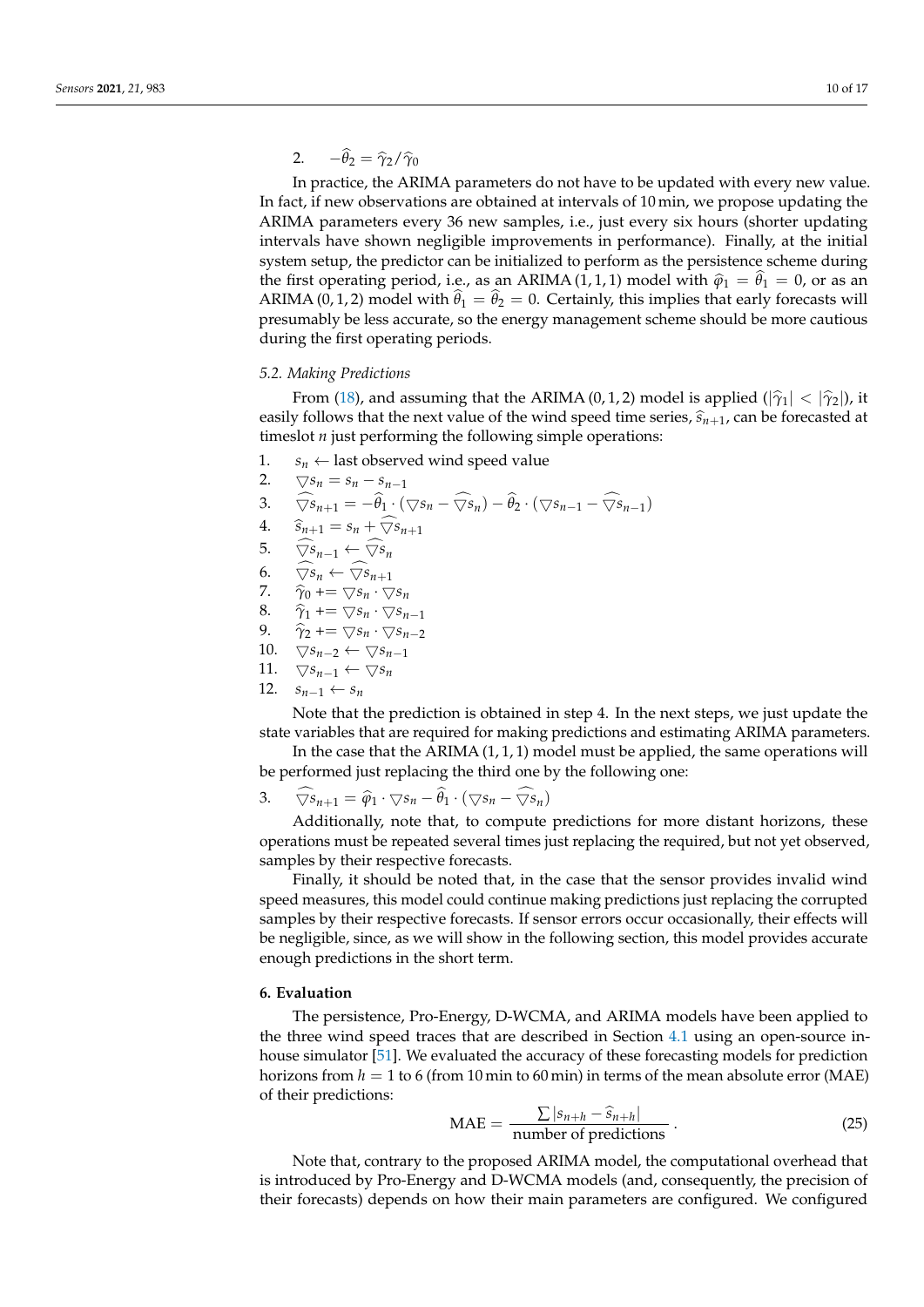2. $-\widehat{\theta}_2 = \widehat{\gamma}_2 / \widehat{\gamma}_0$

In practice, the ARIMA parameters do not have to be updated with every new value. In fact, if new observations are obtained at intervals of 10 min, we propose updating the ARIMA parameters every 36 new samples, i.e., just every six hours (shorter updating intervals have shown negligible improvements in performance). Finally, at the initial system setup, the predictor can be initialized to perform as the persistence scheme during the first operating period, i.e., as an ARIMA (1, 1, 1) model with $\widehat{\varphi}_1 = \widehat{\theta}_1 = 0$, or as an ARIMA (0, 1, 2) model with $\widehat{\theta}_1 = \widehat{\theta}_2 = 0$. Certainly, this implies that early forecasts will presumably be less accurate, so the energy management scheme should be more cautious during the first operating periods.

### 5.2. Making Predictions

From (18), and assuming that the ARIMA (0, 1, 2) model is applied ($|\widehat{\gamma}_1| < |\widehat{\gamma}_2|$), it easily follows that the next value of the wind speed time series, $\widehat{s}_{n+1}$, can be forecasted at timeslot $n$ just performing the following simple operations:

1. $s_n \leftarrow$ last observed wind speed value
2. $\nabla s_n = s_n - s_{n-1}$
3. $\widehat{\nabla s}_{n+1} = -\widehat{\theta}_1 \cdot (\nabla s_n - \widehat{\nabla s}_n) - \widehat{\theta}_2 \cdot (\nabla s_{n-1} - \widehat{\nabla s}_{n-1})$
4. $\widehat{s}_{n+1} = s_n + \widehat{\nabla s}_{n+1}$
5. $\widehat{\nabla s}_{n-1} \leftarrow \widehat{\nabla s}_n$
6. $\widehat{\nabla s}_n \leftarrow \widehat{\nabla s}_{n+1}$
7. $\widehat{\gamma}_0 \mathrel{+}= \nabla s_n \cdot \nabla s_n$
8. $\widehat{\gamma}_1 \mathrel{+}= \nabla s_n \cdot \nabla s_{n-1}$
9. $\widehat{\gamma}_2 \mathrel{+}= \nabla s_n \cdot \nabla s_{n-2}$
10. $\nabla s_{n-2} \leftarrow \nabla s_{n-1}$
11. $\nabla s_{n-1} \leftarrow \nabla s_n$
12. $s_{n-1} \leftarrow s_n$

Note that the prediction is obtained in step 4. In the next steps, we just update the state variables that are required for making predictions and estimating ARIMA parameters.

In the case that the ARIMA (1, 1, 1) model must be applied, the same operations will be performed just replacing the third one by the following one:

3. $\widehat{\nabla s}_{n+1} = \widehat{\varphi}_1 \cdot \nabla s_n - \widehat{\theta}_1 \cdot (\nabla s_n - \widehat{\nabla s}_n)$

Additionally, note that, to compute predictions for more distant horizons, these operations must be repeated several times just replacing the required, but not yet observed, samples by their respective forecasts.

Finally, it should be noted that, in the case that the sensor provides invalid wind speed measures, this model could continue making predictions just replacing the corrupted samples by their respective forecasts. If sensor errors occur occasionally, their effects will be negligible, since, as we will show in the following section, this model provides accurate enough predictions in the short term.

## 6. Evaluation

The persistence, Pro-Energy, D-WCMA, and ARIMA models have been applied to the three wind speed traces that are described in Section 4.1 using an open-source in-house simulator [51]. We evaluated the accuracy of these forecasting models for prediction horizons from $h = 1$ to 6 (from 10 min to 60 min) in terms of the mean absolute error (MAE) of their predictions:

$$\text{MAE} = \frac{\sum |s_{n+h} - \widehat{s}_{n+h}|}{\text{number of predictions}}. \tag{25}$$

Note that, contrary to the proposed ARIMA model, the computational overhead that is introduced by Pro-Energy and D-WCMA models (and, consequently, the precision of their forecasts) depends on how their main parameters are configured. We configured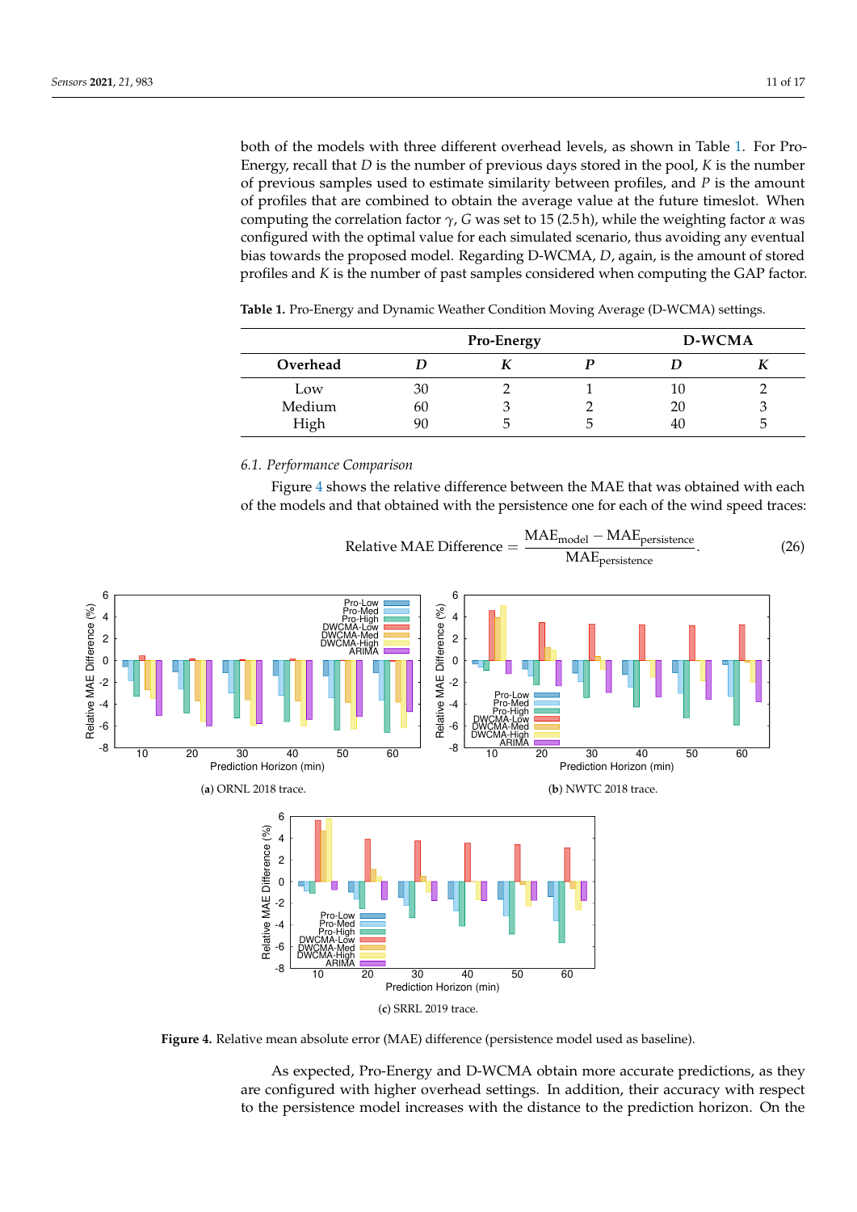both of the models with three different overhead levels, as shown in Table 1. For Pro-Energy, recall that $D$ is the number of previous days stored in the pool, $K$ is the number of previous samples used to estimate similarity between profiles, and $P$ is the amount of profiles that are combined to obtain the average value at the future timeslot. When computing the correlation factor $\gamma$, $G$ was set to 15 (2.5 h), while the weighting factor $\alpha$ was configured with the optimal value for each simulated scenario, thus avoiding any eventual bias towards the proposed model. Regarding D-WCMA, $D$, again, is the amount of stored profiles and $K$ is the number of past samples considered when computing the GAP factor.

**Table 1.** Pro-Energy and Dynamic Weather Condition Moving Average (D-WCMA) settings.

| | Pro-Energy | | | D-WCMA | |
|---|---|---|---|---|---|
| **Overhead** | $D$ | $K$ | $P$ | $D$ | $K$ |
| Low | 30 | 2 | 1 | 10 | 2 |
| Medium | 60 | 3 | 2 | 20 | 3 |
| High | 90 | 5 | 5 | 40 | 5 |

### 6.1. Performance Comparison

Figure 4 shows the relative difference between the MAE that was obtained with each of the models and that obtained with the persistence one for each of the wind speed traces:

$$\text{Relative MAE Difference} = \frac{\text{MAE}_{\text{model}} - \text{MAE}_{\text{persistence}}}{\text{MAE}_{\text{persistence}}}. \tag{26}$$

(**a**) ORNL 2018 trace.

(**b**) NWTC 2018 trace.

(**c**) SRRL 2019 trace.

**Figure 4.** Relative mean absolute error (MAE) difference (persistence model used as baseline).

As expected, Pro-Energy and D-WCMA obtain more accurate predictions, as they are configured with higher overhead settings. In addition, their accuracy with respect to the persistence model increases with the distance to the prediction horizon. On the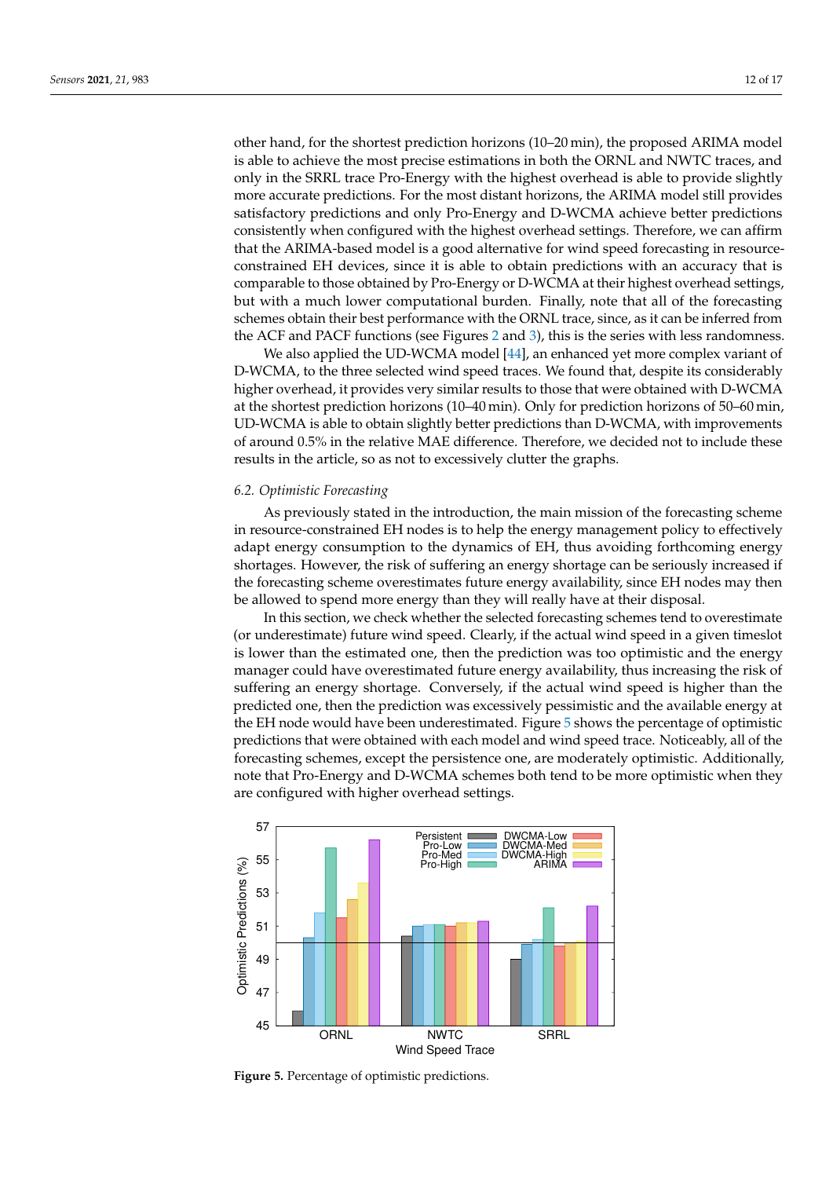other hand, for the shortest prediction horizons (10–20 min), the proposed ARIMA model is able to achieve the most precise estimations in both the ORNL and NWTC traces, and only in the SRRL trace Pro-Energy with the highest overhead is able to provide slightly more accurate predictions. For the most distant horizons, the ARIMA model still provides satisfactory predictions and only Pro-Energy and D-WCMA achieve better predictions consistently when configured with the highest overhead settings. Therefore, we can affirm that the ARIMA-based model is a good alternative for wind speed forecasting in resource-constrained EH devices, since it is able to obtain predictions with an accuracy that is comparable to those obtained by Pro-Energy or D-WCMA at their highest overhead settings, but with a much lower computational burden. Finally, note that all of the forecasting schemes obtain their best performance with the ORNL trace, since, as it can be inferred from the ACF and PACF functions (see Figures 2 and 3), this is the series with less randomness.

We also applied the UD-WCMA model [44], an enhanced yet more complex variant of D-WCMA, to the three selected wind speed traces. We found that, despite its considerably higher overhead, it provides very similar results to those that were obtained with D-WCMA at the shortest prediction horizons (10–40 min). Only for prediction horizons of 50–60 min, UD-WCMA is able to obtain slightly better predictions than D-WCMA, with improvements of around 0.5% in the relative MAE difference. Therefore, we decided not to include these results in the article, so as not to excessively clutter the graphs.

### *6.2. Optimistic Forecasting*

As previously stated in the introduction, the main mission of the forecasting scheme in resource-constrained EH nodes is to help the energy management policy to effectively adapt energy consumption to the dynamics of EH, thus avoiding forthcoming energy shortages. However, the risk of suffering an energy shortage can be seriously increased if the forecasting scheme overestimates future energy availability, since EH nodes may then be allowed to spend more energy than they will really have at their disposal.

In this section, we check whether the selected forecasting schemes tend to overestimate (or underestimate) future wind speed. Clearly, if the actual wind speed in a given timeslot is lower than the estimated one, then the prediction was too optimistic and the energy manager could have overestimated future energy availability, thus increasing the risk of suffering an energy shortage. Conversely, if the actual wind speed is higher than the predicted one, then the prediction was excessively pessimistic and the available energy at the EH node would have been underestimated. Figure 5 shows the percentage of optimistic predictions that were obtained with each model and wind speed trace. Noticeably, all of the forecasting schemes, except the persistence one, are moderately optimistic. Additionally, note that Pro-Energy and D-WCMA schemes both tend to be more optimistic when they are configured with higher overhead settings.

**Figure 5.** Percentage of optimistic predictions.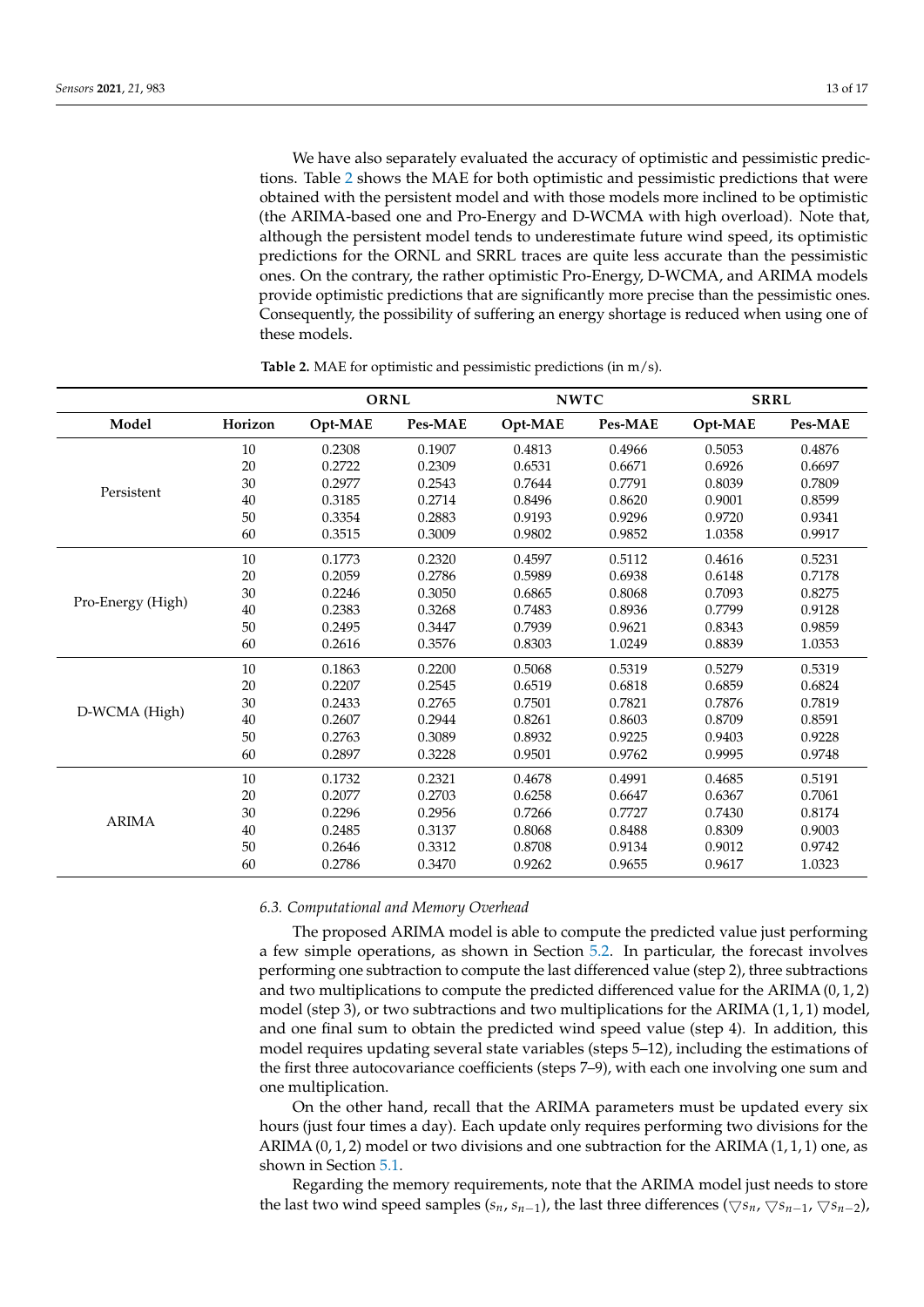We have also separately evaluated the accuracy of optimistic and pessimistic predictions. Table 2 shows the MAE for both optimistic and pessimistic predictions that were obtained with the persistent model and with those models more inclined to be optimistic (the ARIMA-based one and Pro-Energy and D-WCMA with high overload). Note that, although the persistent model tends to underestimate future wind speed, its optimistic predictions for the ORNL and SRRL traces are quite less accurate than the pessimistic ones. On the contrary, the rather optimistic Pro-Energy, D-WCMA, and ARIMA models provide optimistic predictions that are significantly more precise than the pessimistic ones. Consequently, the possibility of suffering an energy shortage is reduced when using one of these models.

**Table 2.** MAE for optimistic and pessimistic predictions (in m/s).

| | | ORNL | | NWTC | | SRRL | |
|---|---|---|---|---|---|---|---|
| **Model** | **Horizon** | **Opt-MAE** | **Pes-MAE** | **Opt-MAE** | **Pes-MAE** | **Opt-MAE** | **Pes-MAE** |
| Persistent | 10 | 0.2308 | 0.1907 | 0.4813 | 0.4966 | 0.5053 | 0.4876 |
| | 20 | 0.2722 | 0.2309 | 0.6531 | 0.6671 | 0.6926 | 0.6697 |
| | 30 | 0.2977 | 0.2543 | 0.7644 | 0.7791 | 0.8039 | 0.7809 |
| | 40 | 0.3185 | 0.2714 | 0.8496 | 0.8620 | 0.9001 | 0.8599 |
| | 50 | 0.3354 | 0.2883 | 0.9193 | 0.9296 | 0.9720 | 0.9341 |
| | 60 | 0.3515 | 0.3009 | 0.9802 | 0.9852 | 1.0358 | 0.9917 |
| Pro-Energy (High) | 10 | 0.1773 | 0.2320 | 0.4597 | 0.5112 | 0.4616 | 0.5231 |
| | 20 | 0.2059 | 0.2786 | 0.5989 | 0.6938 | 0.6148 | 0.7178 |
| | 30 | 0.2246 | 0.3050 | 0.6865 | 0.8068 | 0.7093 | 0.8275 |
| | 40 | 0.2383 | 0.3268 | 0.7483 | 0.8936 | 0.7799 | 0.9128 |
| | 50 | 0.2495 | 0.3447 | 0.7939 | 0.9621 | 0.8343 | 0.9859 |
| | 60 | 0.2616 | 0.3576 | 0.8303 | 1.0249 | 0.8839 | 1.0353 |
| D-WCMA (High) | 10 | 0.1863 | 0.2200 | 0.5068 | 0.5319 | 0.5279 | 0.5319 |
| | 20 | 0.2207 | 0.2545 | 0.6519 | 0.6818 | 0.6859 | 0.6824 |
| | 30 | 0.2433 | 0.2765 | 0.7501 | 0.7821 | 0.7876 | 0.7819 |
| | 40 | 0.2607 | 0.2944 | 0.8261 | 0.8603 | 0.8709 | 0.8591 |
| | 50 | 0.2763 | 0.3089 | 0.8932 | 0.9225 | 0.9403 | 0.9228 |
| | 60 | 0.2897 | 0.3228 | 0.9501 | 0.9762 | 0.9995 | 0.9748 |
| ARIMA | 10 | 0.1732 | 0.2321 | 0.4678 | 0.4991 | 0.4685 | 0.5191 |
| | 20 | 0.2077 | 0.2703 | 0.6258 | 0.6647 | 0.6367 | 0.7061 |
| | 30 | 0.2296 | 0.2956 | 0.7266 | 0.7727 | 0.7430 | 0.8174 |
| | 40 | 0.2485 | 0.3137 | 0.8068 | 0.8488 | 0.8309 | 0.9003 |
| | 50 | 0.2646 | 0.3312 | 0.8708 | 0.9134 | 0.9012 | 0.9742 |
| | 60 | 0.2786 | 0.3470 | 0.9262 | 0.9655 | 0.9617 | 1.0323 |

### *6.3. Computational and Memory Overhead*

The proposed ARIMA model is able to compute the predicted value just performing a few simple operations, as shown in Section 5.2. In particular, the forecast involves performing one subtraction to compute the last differenced value (step 2), three subtractions and two multiplications to compute the predicted differenced value for the ARIMA $(0, 1, 2)$ model (step 3), or two subtractions and two multiplications for the ARIMA $(1, 1, 1)$ model, and one final sum to obtain the predicted wind speed value (step 4). In addition, this model requires updating several state variables (steps 5–12), including the estimations of the first three autocovariance coefficients (steps 7–9), with each one involving one sum and one multiplication.

On the other hand, recall that the ARIMA parameters must be updated every six hours (just four times a day). Each update only requires performing two divisions for the ARIMA $(0, 1, 2)$ model or two divisions and one subtraction for the ARIMA $(1, 1, 1)$ one, as shown in Section 5.1.

Regarding the memory requirements, note that the ARIMA model just needs to store the last two wind speed samples ($s_n$, $s_{n-1}$), the last three differences ($\bigtriangledown s_n$, $\bigtriangledown s_{n-1}$, $\bigtriangledown s_{n-2}$),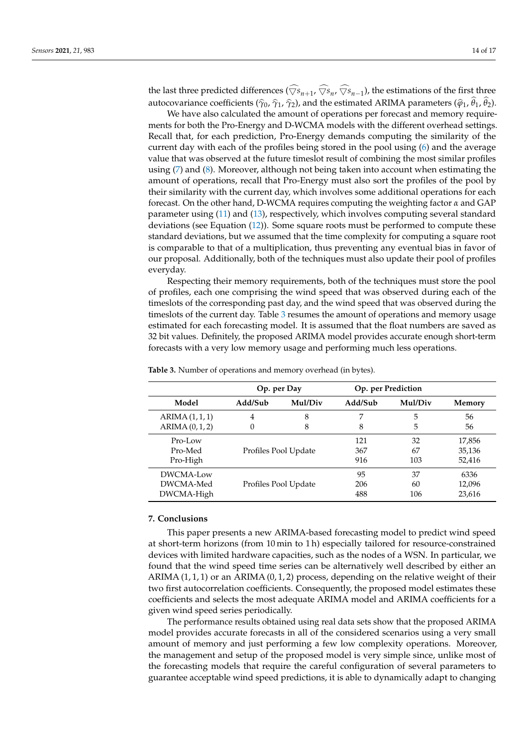the last three predicted differences ($\widehat{\bigtriangledown s}_{n+1}$, $\widehat{\bigtriangledown s}_{n}$, $\widehat{\bigtriangledown s}_{n-1}$), the estimations of the first three autocovariance coefficients ($\widehat{\gamma}_0$, $\widehat{\gamma}_1$, $\widehat{\gamma}_2$), and the estimated ARIMA parameters ($\widehat{\varphi}_1$, $\widehat{\theta}_1$, $\widehat{\theta}_2$).

We have also calculated the amount of operations per forecast and memory requirements for both the Pro-Energy and D-WCMA models with the different overhead settings. Recall that, for each prediction, Pro-Energy demands computing the similarity of the current day with each of the profiles being stored in the pool using (6) and the average value that was observed at the future timeslot result of combining the most similar profiles using (7) and (8). Moreover, although not being taken into account when estimating the amount of operations, recall that Pro-Energy must also sort the profiles of the pool by their similarity with the current day, which involves some additional operations for each forecast. On the other hand, D-WCMA requires computing the weighting factor $\alpha$ and GAP parameter using (11) and (13), respectively, which involves computing several standard deviations (see Equation (12)). Some square roots must be performed to compute these standard deviations, but we assumed that the time complexity for computing a square root is comparable to that of a multiplication, thus preventing any eventual bias in favor of our proposal. Additionally, both of the techniques must also update their pool of profiles everyday.

Respecting their memory requirements, both of the techniques must store the pool of profiles, each one comprising the wind speed that was observed during each of the timeslots of the corresponding past day, and the wind speed that was observed during the timeslots of the current day. Table 3 resumes the amount of operations and memory usage estimated for each forecasting model. It is assumed that the float numbers are saved as 32 bit values. Definitely, the proposed ARIMA model provides accurate enough short-term forecasts with a very low memory usage and performing much less operations.

**Table 3.** Number of operations and memory overhead (in bytes).

| | Op. per Day | | Op. per Prediction | | |
|---|---|---|---|---|---|
| **Model** | **Add/Sub** | **Mul/Div** | **Add/Sub** | **Mul/Div** | **Memory** |
| ARIMA (1, 1, 1) | 4 | 8 | 7 | 5 | 56 |
| ARIMA (0, 1, 2) | 0 | 8 | 8 | 5 | 56 |
| Pro-Low | Profiles Pool Update | | 121 | 32 | 17,856 |
| Pro-Med | Profiles Pool Update | | 367 | 67 | 35,136 |
| Pro-High | Profiles Pool Update | | 916 | 103 | 52,416 |
| DWCMA-Low | Profiles Pool Update | | 95 | 37 | 6336 |
| DWCMA-Med | Profiles Pool Update | | 206 | 60 | 12,096 |
| DWCMA-High | Profiles Pool Update | | 488 | 106 | 23,616 |

## 7. Conclusions

This paper presents a new ARIMA-based forecasting model to predict wind speed at short-term horizons (from 10 min to 1 h) especially tailored for resource-constrained devices with limited hardware capacities, such as the nodes of a WSN. In particular, we found that the wind speed time series can be alternatively well described by either an ARIMA (1, 1, 1) or an ARIMA (0, 1, 2) process, depending on the relative weight of their two first autocorrelation coefficients. Consequently, the proposed model estimates these coefficients and selects the most adequate ARIMA model and ARIMA coefficients for a given wind speed series periodically.

The performance results obtained using real data sets show that the proposed ARIMA model provides accurate forecasts in all of the considered scenarios using a very small amount of memory and just performing a few low complexity operations. Moreover, the management and setup of the proposed model is very simple since, unlike most of the forecasting models that require the careful configuration of several parameters to guarantee acceptable wind speed predictions, it is able to dynamically adapt to changing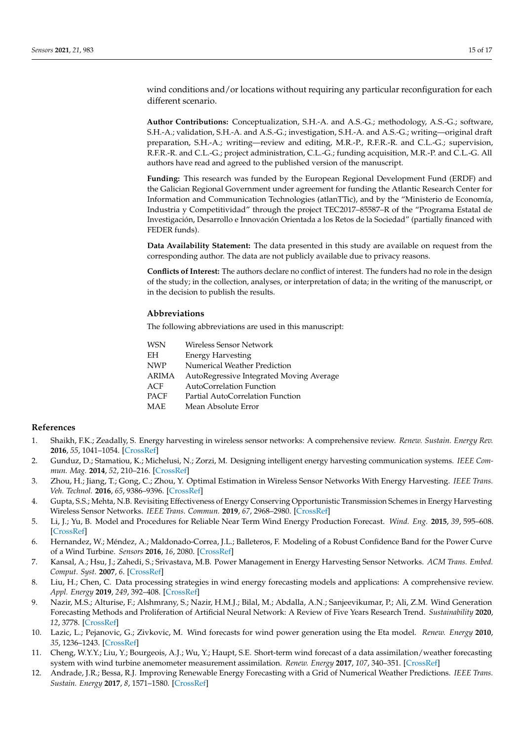wind conditions and/or locations without requiring any particular reconfiguration for each different scenario.

**Author Contributions:** Conceptualization, S.H.-A. and A.S.-G.; methodology, A.S.-G.; software, S.H.-A.; validation, S.H.-A. and A.S.-G.; investigation, S.H.-A. and A.S.-G.; writing—original draft preparation, S.H.-A.; writing—review and editing, M.R.-P., R.F.R.-R. and C.L.-G.; supervision, R.F.R.-R. and C.L.-G.; project administration, C.L.-G.; funding acquisition, M.R.-P. and C.L.-G. All authors have read and agreed to the published version of the manuscript.

**Funding:** This research was funded by the European Regional Development Fund (ERDF) and the Galician Regional Government under agreement for funding the Atlantic Research Center for Information and Communication Technologies (atlanTTic), and by the "Ministerio de Economía, Industria y Competitividad" through the project TEC2017–85587–R of the "Programa Estatal de Investigación, Desarrollo e Innovación Orientada a los Retos de la Sociedad" (partially financed with FEDER funds).

**Data Availability Statement:** The data presented in this study are available on request from the corresponding author. The data are not publicly available due to privacy reasons.

**Conflicts of Interest:** The authors declare no conflict of interest. The funders had no role in the design of the study; in the collection, analyses, or interpretation of data; in the writing of the manuscript, or in the decision to publish the results.

## Abbreviations

The following abbreviations are used in this manuscript:

| | |
|---|---|
| WSN | Wireless Sensor Network |
| EH | Energy Harvesting |
| NWP | Numerical Weather Prediction |
| ARIMA | AutoRegressive Integrated Moving Average |
| ACF | AutoCorrelation Function |
| PACF | Partial AutoCorrelation Function |
| MAE | Mean Absolute Error |

## References

1. Shaikh, F.K.; Zeadally, S. Energy harvesting in wireless sensor networks: A comprehensive review. *Renew. Sustain. Energy Rev.* **2016**, *55*, 1041–1054. [CrossRef]
2. Gunduz, D.; Stamatiou, K.; Michelusi, N.; Zorzi, M. Designing intelligent energy harvesting communication systems. *IEEE Commun. Mag.* **2014**, *52*, 210–216. [CrossRef]
3. Zhou, H.; Jiang, T.; Gong, C.; Zhou, Y. Optimal Estimation in Wireless Sensor Networks With Energy Harvesting. *IEEE Trans. Veh. Technol.* **2016**, *65*, 9386–9396. [CrossRef]
4. Gupta, S.S.; Mehta, N.B. Revisiting Effectiveness of Energy Conserving Opportunistic Transmission Schemes in Energy Harvesting Wireless Sensor Networks. *IEEE Trans. Commun.* **2019**, *67*, 2968–2980. [CrossRef]
5. Li, J.; Yu, B. Model and Procedures for Reliable Near Term Wind Energy Production Forecast. *Wind. Eng.* **2015**, *39*, 595–608. [CrossRef]
6. Hernandez, W.; Méndez, A.; Maldonado-Correa, J.L.; Balleteros, F. Modeling of a Robust Confidence Band for the Power Curve of a Wind Turbine. *Sensors* **2016**, *16*, 2080. [CrossRef]
7. Kansal, A.; Hsu, J.; Zahedi, S.; Srivastava, M.B. Power Management in Energy Harvesting Sensor Networks. *ACM Trans. Embed. Comput. Syst.* **2007**, *6*. [CrossRef]
8. Liu, H.; Chen, C. Data processing strategies in wind energy forecasting models and applications: A comprehensive review. *Appl. Energy* **2019**, *249*, 392–408. [CrossRef]
9. Nazir, M.S.; Alturise, F.; Alshmrany, S.; Nazir, H.M.J.; Bilal, M.; Abdalla, A.N.; Sanjeevikumar, P.; Ali, Z.M. Wind Generation Forecasting Methods and Proliferation of Artificial Neural Network: A Review of Five Years Research Trend. *Sustainability* **2020**, *12*, 3778. [CrossRef]
10. Lazic, L.; Pejanovic, G.; Zivkovic, M. Wind forecasts for wind power generation using the Eta model. *Renew. Energy* **2010**, *35*, 1236–1243. [CrossRef]
11. Cheng, W.Y.Y.; Liu, Y.; Bourgeois, A.J.; Wu, Y.; Haupt, S.E. Short-term wind forecast of a data assimilation/weather forecasting system with wind turbine anemometer measurement assimilation. *Renew. Energy* **2017**, *107*, 340–351. [CrossRef]
12. Andrade, J.R.; Bessa, R.J. Improving Renewable Energy Forecasting with a Grid of Numerical Weather Predictions. *IEEE Trans. Sustain. Energy* **2017**, *8*, 1571–1580. [CrossRef]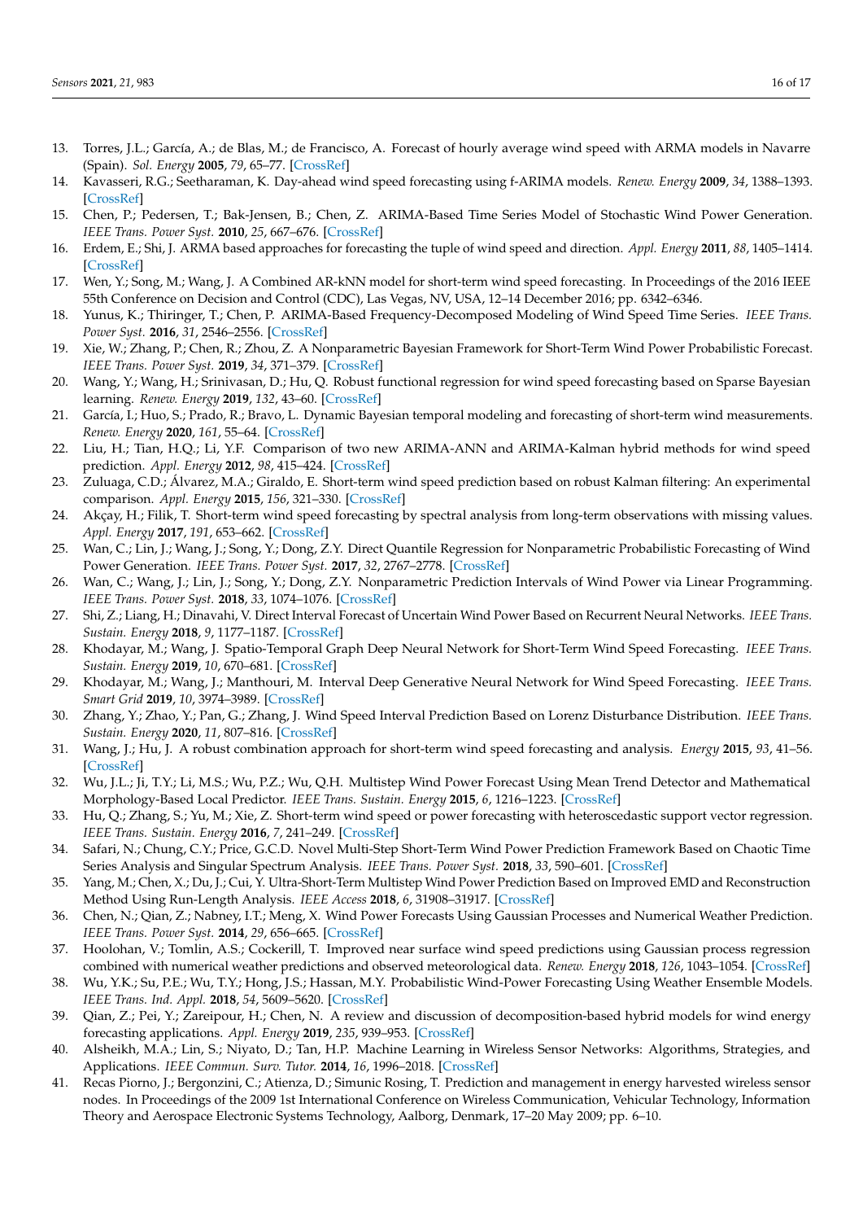13. Torres, J.L.; García, A.; de Blas, M.; de Francisco, A. Forecast of hourly average wind speed with ARMA models in Navarre (Spain). *Sol. Energy* **2005**, *79*, 65–77. [CrossRef]
14. Kavasseri, R.G.; Seetharaman, K. Day-ahead wind speed forecasting using f-ARIMA models. *Renew. Energy* **2009**, *34*, 1388–1393. [CrossRef]
15. Chen, P.; Pedersen, T.; Bak-Jensen, B.; Chen, Z. ARIMA-Based Time Series Model of Stochastic Wind Power Generation. *IEEE Trans. Power Syst.* **2010**, *25*, 667–676. [CrossRef]
16. Erdem, E.; Shi, J. ARMA based approaches for forecasting the tuple of wind speed and direction. *Appl. Energy* **2011**, *88*, 1405–1414. [CrossRef]
17. Wen, Y.; Song, M.; Wang, J. A Combined AR-kNN model for short-term wind speed forecasting. In Proceedings of the 2016 IEEE 55th Conference on Decision and Control (CDC), Las Vegas, NV, USA, 12–14 December 2016; pp. 6342–6346.
18. Yunus, K.; Thiringer, T.; Chen, P. ARIMA-Based Frequency-Decomposed Modeling of Wind Speed Time Series. *IEEE Trans. Power Syst.* **2016**, *31*, 2546–2556. [CrossRef]
19. Xie, W.; Zhang, P.; Chen, R.; Zhou, Z. A Nonparametric Bayesian Framework for Short-Term Wind Power Probabilistic Forecast. *IEEE Trans. Power Syst.* **2019**, *34*, 371–379. [CrossRef]
20. Wang, Y.; Wang, H.; Srinivasan, D.; Hu, Q. Robust functional regression for wind speed forecasting based on Sparse Bayesian learning. *Renew. Energy* **2019**, *132*, 43–60. [CrossRef]
21. García, I.; Huo, S.; Prado, R.; Bravo, L. Dynamic Bayesian temporal modeling and forecasting of short-term wind measurements. *Renew. Energy* **2020**, *161*, 55–64. [CrossRef]
22. Liu, H.; Tian, H.Q.; Li, Y.F. Comparison of two new ARIMA-ANN and ARIMA-Kalman hybrid methods for wind speed prediction. *Appl. Energy* **2012**, *98*, 415–424. [CrossRef]
23. Zuluaga, C.D.; Álvarez, M.A.; Giraldo, E. Short-term wind speed prediction based on robust Kalman filtering: An experimental comparison. *Appl. Energy* **2015**, *156*, 321–330. [CrossRef]
24. Akçay, H.; Filik, T. Short-term wind speed forecasting by spectral analysis from long-term observations with missing values. *Appl. Energy* **2017**, *191*, 653–662. [CrossRef]
25. Wan, C.; Lin, J.; Wang, J.; Song, Y.; Dong, Z.Y. Direct Quantile Regression for Nonparametric Probabilistic Forecasting of Wind Power Generation. *IEEE Trans. Power Syst.* **2017**, *32*, 2767–2778. [CrossRef]
26. Wan, C.; Wang, J.; Lin, J.; Song, Y.; Dong, Z.Y. Nonparametric Prediction Intervals of Wind Power via Linear Programming. *IEEE Trans. Power Syst.* **2018**, *33*, 1074–1076. [CrossRef]
27. Shi, Z.; Liang, H.; Dinavahi, V. Direct Interval Forecast of Uncertain Wind Power Based on Recurrent Neural Networks. *IEEE Trans. Sustain. Energy* **2018**, *9*, 1177–1187. [CrossRef]
28. Khodayar, M.; Wang, J. Spatio-Temporal Graph Deep Neural Network for Short-Term Wind Speed Forecasting. *IEEE Trans. Sustain. Energy* **2019**, *10*, 670–681. [CrossRef]
29. Khodayar, M.; Wang, J.; Manthouri, M. Interval Deep Generative Neural Network for Wind Speed Forecasting. *IEEE Trans. Smart Grid* **2019**, *10*, 3974–3989. [CrossRef]
30. Zhang, Y.; Zhao, Y.; Pan, G.; Zhang, J. Wind Speed Interval Prediction Based on Lorenz Disturbance Distribution. *IEEE Trans. Sustain. Energy* **2020**, *11*, 807–816. [CrossRef]
31. Wang, J.; Hu, J. A robust combination approach for short-term wind speed forecasting and analysis. *Energy* **2015**, *93*, 41–56. [CrossRef]
32. Wu, J.L.; Ji, T.Y.; Li, M.S.; Wu, P.Z.; Wu, Q.H. Multistep Wind Power Forecast Using Mean Trend Detector and Mathematical Morphology-Based Local Predictor. *IEEE Trans. Sustain. Energy* **2015**, *6*, 1216–1223. [CrossRef]
33. Hu, Q.; Zhang, S.; Yu, M.; Xie, Z. Short-term wind speed or power forecasting with heteroscedastic support vector regression. *IEEE Trans. Sustain. Energy* **2016**, *7*, 241–249. [CrossRef]
34. Safari, N.; Chung, C.Y.; Price, G.C.D. Novel Multi-Step Short-Term Wind Power Prediction Framework Based on Chaotic Time Series Analysis and Singular Spectrum Analysis. *IEEE Trans. Power Syst.* **2018**, *33*, 590–601. [CrossRef]
35. Yang, M.; Chen, X.; Du, J.; Cui, Y. Ultra-Short-Term Multistep Wind Power Prediction Based on Improved EMD and Reconstruction Method Using Run-Length Analysis. *IEEE Access* **2018**, *6*, 31908–31917. [CrossRef]
36. Chen, N.; Qian, Z.; Nabney, I.T.; Meng, X. Wind Power Forecasts Using Gaussian Processes and Numerical Weather Prediction. *IEEE Trans. Power Syst.* **2014**, *29*, 656–665. [CrossRef]
37. Hoolohan, V.; Tomlin, A.S.; Cockerill, T. Improved near surface wind speed predictions using Gaussian process regression combined with numerical weather predictions and observed meteorological data. *Renew. Energy* **2018**, *126*, 1043–1054. [CrossRef]
38. Wu, Y.K.; Su, P.E.; Wu, T.Y.; Hong, J.S.; Hassan, M.Y. Probabilistic Wind-Power Forecasting Using Weather Ensemble Models. *IEEE Trans. Ind. Appl.* **2018**, *54*, 5609–5620. [CrossRef]
39. Qian, Z.; Pei, Y.; Zareipour, H.; Chen, N. A review and discussion of decomposition-based hybrid models for wind energy forecasting applications. *Appl. Energy* **2019**, *235*, 939–953. [CrossRef]
40. Alsheikh, M.A.; Lin, S.; Niyato, D.; Tan, H.P. Machine Learning in Wireless Sensor Networks: Algorithms, Strategies, and Applications. *IEEE Commun. Surv. Tutor.* **2014**, *16*, 1996–2018. [CrossRef]
41. Recas Piorno, J.; Bergonzini, C.; Atienza, D.; Simunic Rosing, T. Prediction and management in energy harvested wireless sensor nodes. In Proceedings of the 2009 1st International Conference on Wireless Communication, Vehicular Technology, Information Theory and Aerospace Electronic Systems Technology, Aalborg, Denmark, 17–20 May 2009; pp. 6–10.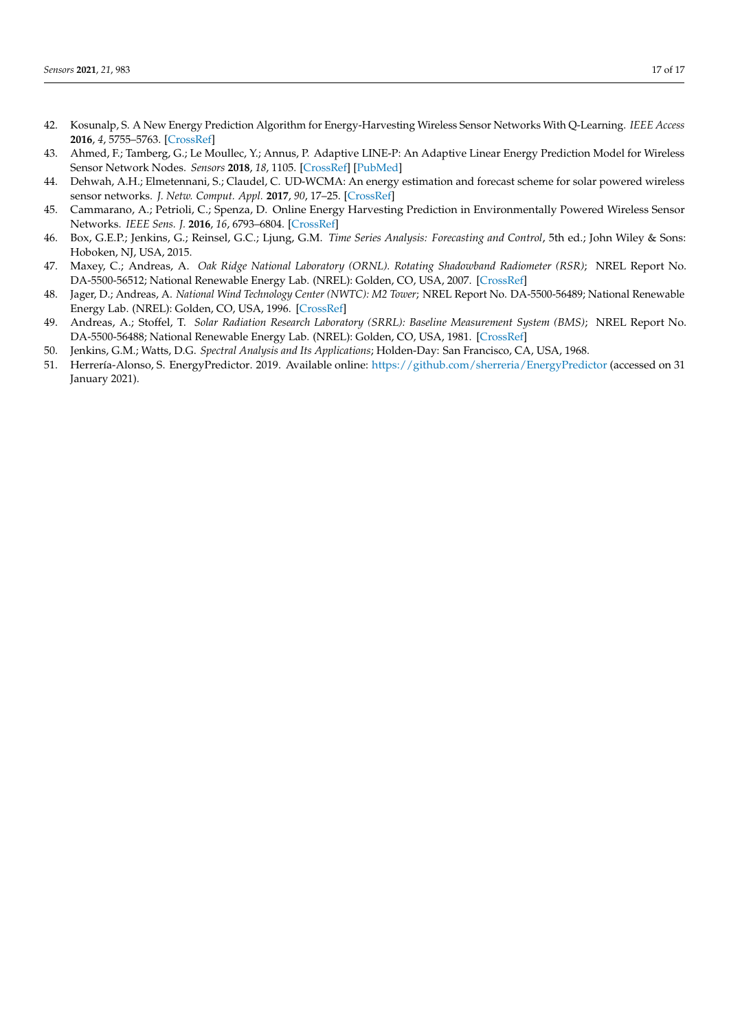42. Kosunalp, S. A New Energy Prediction Algorithm for Energy-Harvesting Wireless Sensor Networks With Q-Learning. *IEEE Access* **2016**, *4*, 5755–5763. [CrossRef]
43. Ahmed, F.; Tamberg, G.; Le Moullec, Y.; Annus, P. Adaptive LINE-P: An Adaptive Linear Energy Prediction Model for Wireless Sensor Network Nodes. *Sensors* **2018**, *18*, 1105. [CrossRef] [PubMed]
44. Dehwah, A.H.; Elmetennani, S.; Claudel, C. UD-WCMA: An energy estimation and forecast scheme for solar powered wireless sensor networks. *J. Netw. Comput. Appl.* **2017**, *90*, 17–25. [CrossRef]
45. Cammarano, A.; Petrioli, C.; Spenza, D. Online Energy Harvesting Prediction in Environmentally Powered Wireless Sensor Networks. *IEEE Sens. J.* **2016**, *16*, 6793–6804. [CrossRef]
46. Box, G.E.P.; Jenkins, G.; Reinsel, G.C.; Ljung, G.M. *Time Series Analysis: Forecasting and Control*, 5th ed.; John Wiley & Sons: Hoboken, NJ, USA, 2015.
47. Maxey, C.; Andreas, A. *Oak Ridge National Laboratory (ORNL). Rotating Shadowband Radiometer (RSR)*; NREL Report No. DA-5500-56512; National Renewable Energy Lab. (NREL): Golden, CO, USA, 2007. [CrossRef]
48. Jager, D.; Andreas, A. *National Wind Technology Center (NWTC): M2 Tower*; NREL Report No. DA-5500-56489; National Renewable Energy Lab. (NREL): Golden, CO, USA, 1996. [CrossRef]
49. Andreas, A.; Stoffel, T. *Solar Radiation Research Laboratory (SRRL): Baseline Measurement System (BMS)*; NREL Report No. DA-5500-56488; National Renewable Energy Lab. (NREL): Golden, CO, USA, 1981. [CrossRef]
50. Jenkins, G.M.; Watts, D.G. *Spectral Analysis and Its Applications*; Holden-Day: San Francisco, CA, USA, 1968.
51. Herrería-Alonso, S. EnergyPredictor. 2019. Available online: https://github.com/sherreria/EnergyPredictor (accessed on 31 January 2021).